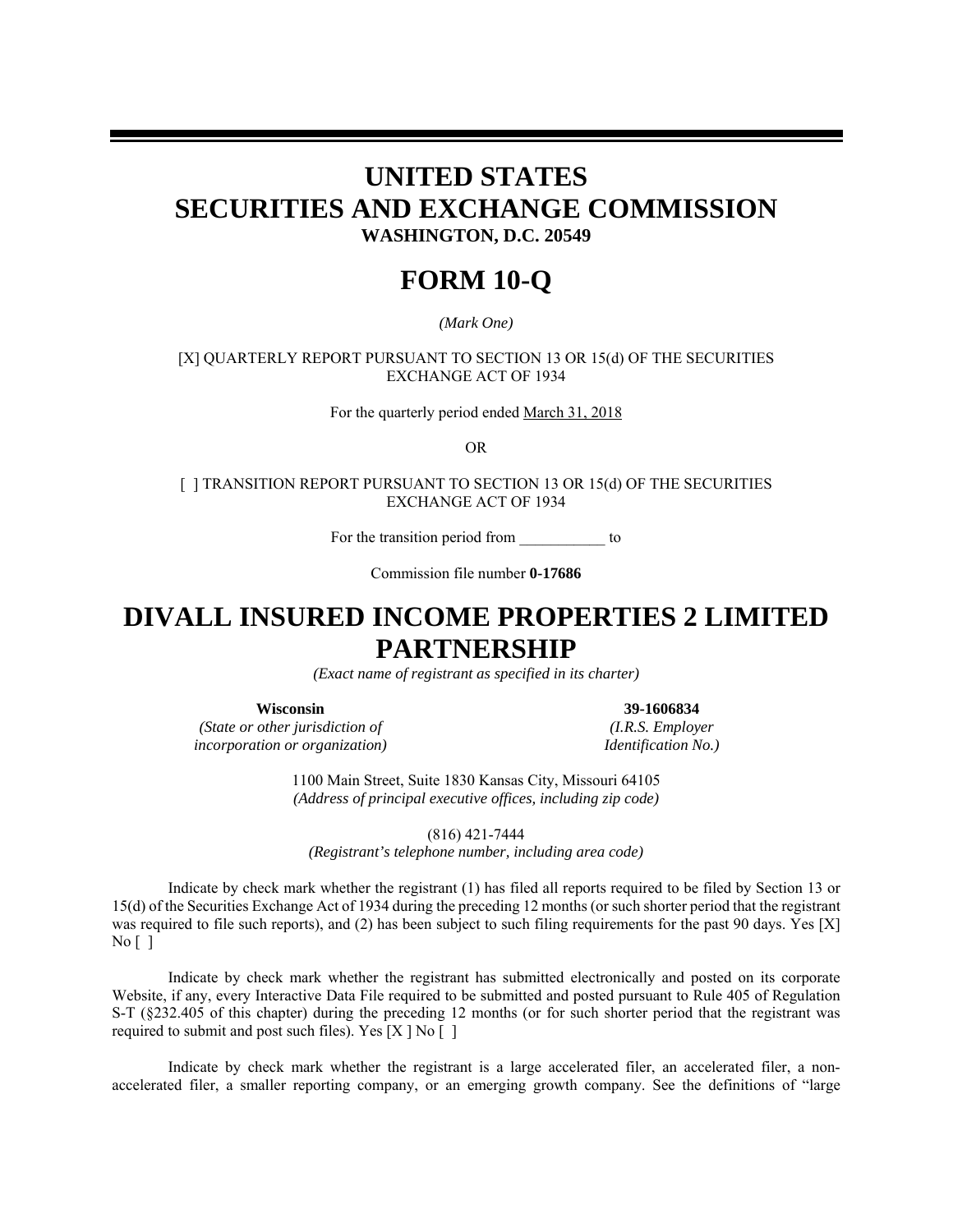# UNITED STATES
# SECURITIES AND EXCHANGE COMMISSION

**WASHINGTON, D.C. 20549**

# FORM 10-Q

*(Mark One)*

[X] QUARTERLY REPORT PURSUANT TO SECTION 13 OR 15(d) OF THE SECURITIES EXCHANGE ACT OF 1934

For the quarterly period ended March 31, 2018

OR

[ ] TRANSITION REPORT PURSUANT TO SECTION 13 OR 15(d) OF THE SECURITIES EXCHANGE ACT OF 1934

For the transition period from ___________ to

Commission file number **0-17686**

# DIVALL INSURED INCOME PROPERTIES 2 LIMITED PARTNERSHIP

*(Exact name of registrant as specified in its charter)*

| **Wisconsin** | **39-1606834** |
|---|---|
| *(State or other jurisdiction of incorporation or organization)* | *(I.R.S. Employer Identification No.)* |

1100 Main Street, Suite 1830 Kansas City, Missouri 64105
*(Address of principal executive offices, including zip code)*

(816) 421-7444
*(Registrant's telephone number, including area code)*

Indicate by check mark whether the registrant (1) has filed all reports required to be filed by Section 13 or 15(d) of the Securities Exchange Act of 1934 during the preceding 12 months (or such shorter period that the registrant was required to file such reports), and (2) has been subject to such filing requirements for the past 90 days. Yes [X] No [ ]

Indicate by check mark whether the registrant has submitted electronically and posted on its corporate Website, if any, every Interactive Data File required to be submitted and posted pursuant to Rule 405 of Regulation S-T (§232.405 of this chapter) during the preceding 12 months (or for such shorter period that the registrant was required to submit and post such files). Yes [X ] No [ ]

Indicate by check mark whether the registrant is a large accelerated filer, an accelerated filer, a non-accelerated filer, a smaller reporting company, or an emerging growth company. See the definitions of "large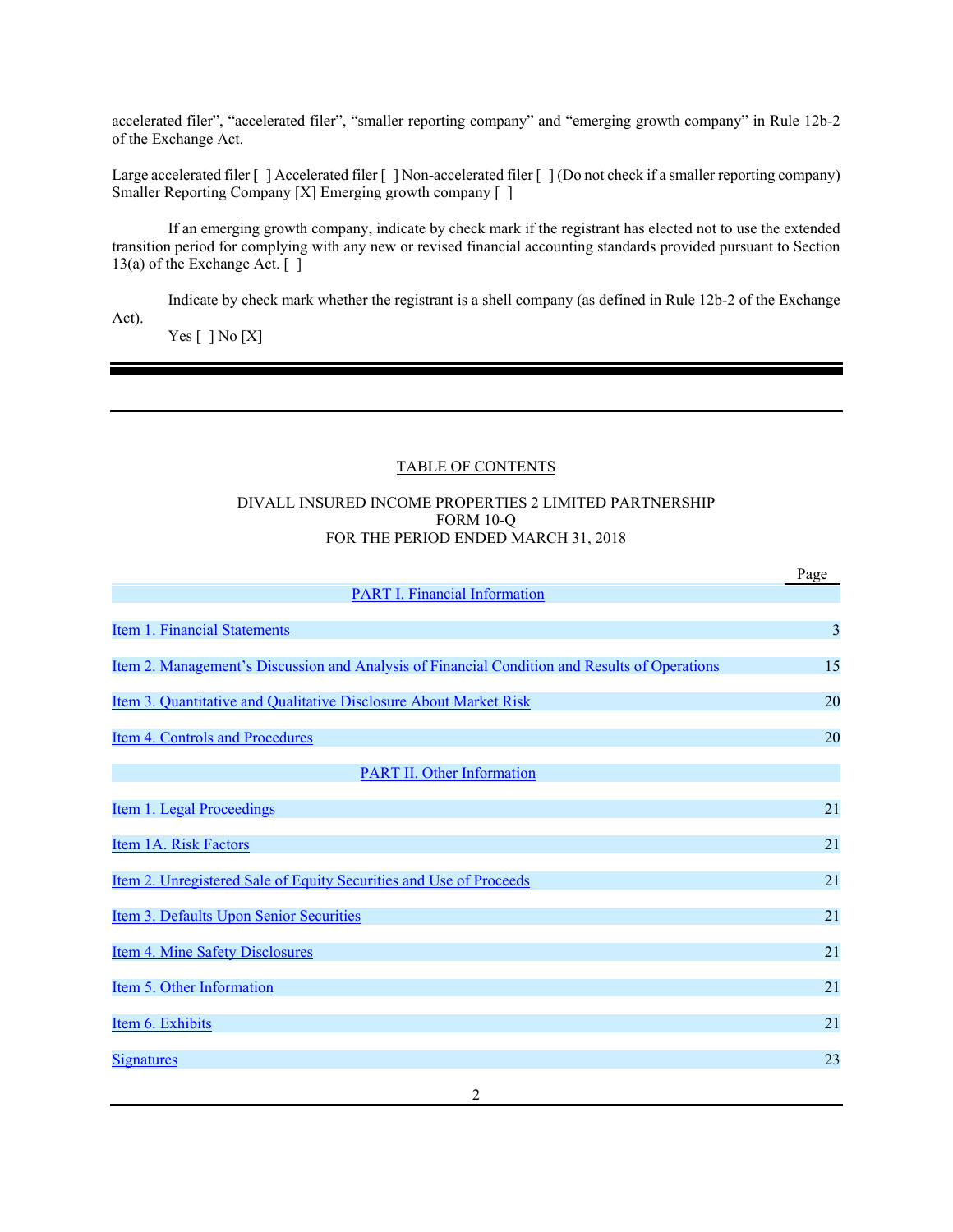accelerated filer", "accelerated filer", "smaller reporting company" and "emerging growth company" in Rule 12b-2 of the Exchange Act.

Large accelerated filer [ ] Accelerated filer [ ] Non-accelerated filer [ ] (Do not check if a smaller reporting company) Smaller Reporting Company [X] Emerging growth company [ ]

If an emerging growth company, indicate by check mark if the registrant has elected not to use the extended transition period for complying with any new or revised financial accounting standards provided pursuant to Section 13(a) of the Exchange Act. [ ]

Indicate by check mark whether the registrant is a shell company (as defined in Rule 12b-2 of the Exchange Act).

Yes [ ] No [X]

---

TABLE OF CONTENTS

DIVALL INSURED INCOME PROPERTIES 2 LIMITED PARTNERSHIP
FORM 10-Q
FOR THE PERIOD ENDED MARCH 31, 2018

| | Page |
|---|---|
| PART I. Financial Information | |
| Item 1. Financial Statements | 3 |
| Item 2. Management's Discussion and Analysis of Financial Condition and Results of Operations | 15 |
| Item 3. Quantitative and Qualitative Disclosure About Market Risk | 20 |
| Item 4. Controls and Procedures | 20 |
| PART II. Other Information | |
| Item 1. Legal Proceedings | 21 |
| Item 1A. Risk Factors | 21 |
| Item 2. Unregistered Sale of Equity Securities and Use of Proceeds | 21 |
| Item 3. Defaults Upon Senior Securities | 21 |
| Item 4. Mine Safety Disclosures | 21 |
| Item 5. Other Information | 21 |
| Item 6. Exhibits | 21 |
| Signatures | 23 |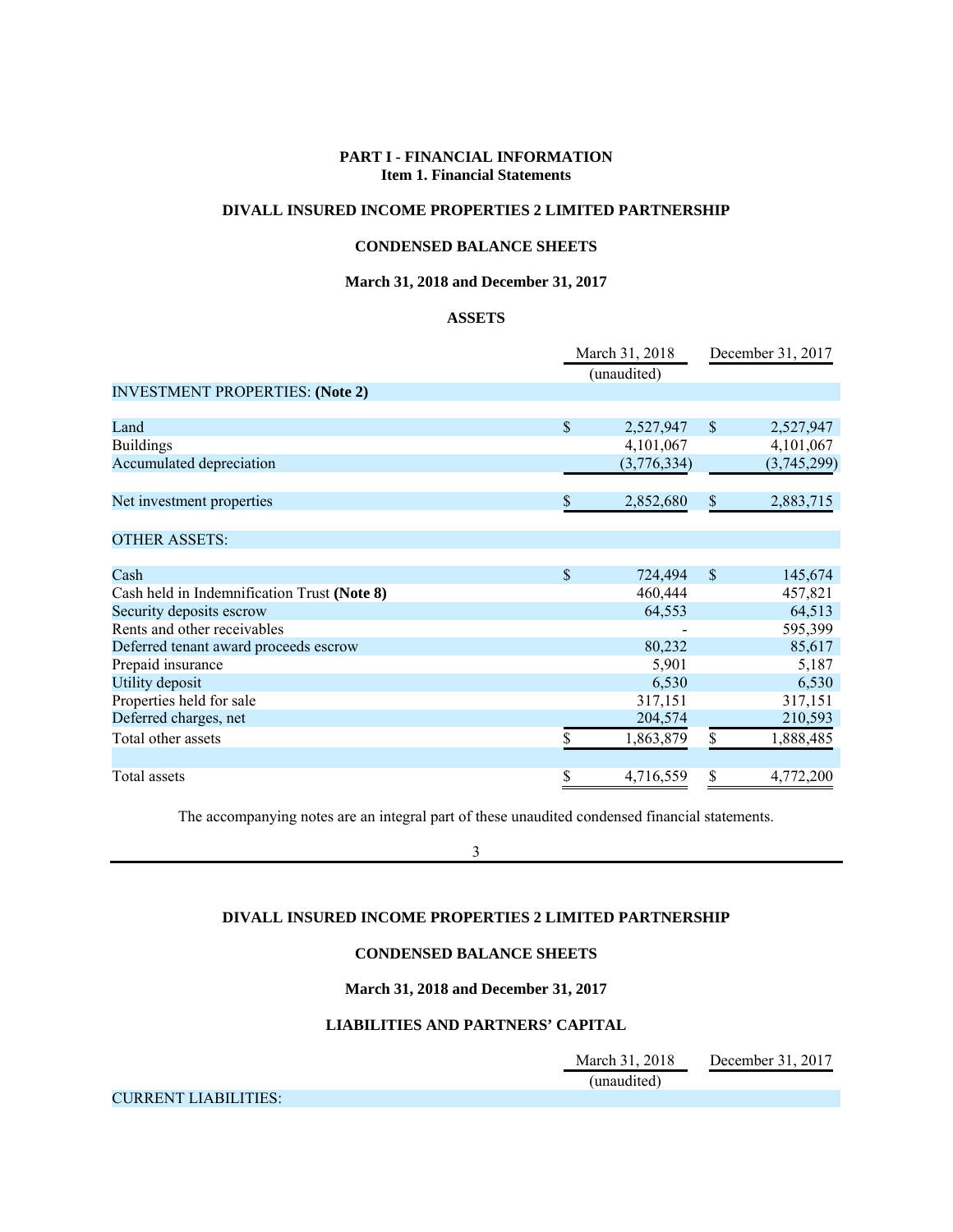## PART I - FINANCIAL INFORMATION
### Item 1. Financial Statements

## DIVALL INSURED INCOME PROPERTIES 2 LIMITED PARTNERSHIP

### CONDENSED BALANCE SHEETS

### March 31, 2018 and December 31, 2017

### ASSETS

| | March 31, 2018 (unaudited) | December 31, 2017 |
|---|---|---|
| INVESTMENT PROPERTIES: **(Note 2)** | | |
| Land | $ 2,527,947 | $ 2,527,947 |
| Buildings | 4,101,067 | 4,101,067 |
| Accumulated depreciation | (3,776,334) | (3,745,299) |
| Net investment properties | $ 2,852,680 | $ 2,883,715 |
| OTHER ASSETS: | | |
| Cash | $ 724,494 | $ 145,674 |
| Cash held in Indemnification Trust **(Note 8)** | 460,444 | 457,821 |
| Security deposits escrow | 64,553 | 64,513 |
| Rents and other receivables | - | 595,399 |
| Deferred tenant award proceeds escrow | 80,232 | 85,617 |
| Prepaid insurance | 5,901 | 5,187 |
| Utility deposit | 6,530 | 6,530 |
| Properties held for sale | 317,151 | 317,151 |
| Deferred charges, net | 204,574 | 210,593 |
| Total other assets | $ 1,863,879 | $ 1,888,485 |
| Total assets | $ 4,716,559 | $ 4,772,200 |

The accompanying notes are an integral part of these unaudited condensed financial statements.

## DIVALL INSURED INCOME PROPERTIES 2 LIMITED PARTNERSHIP

### CONDENSED BALANCE SHEETS

### March 31, 2018 and December 31, 2017

### LIABILITIES AND PARTNERS' CAPITAL

| | March 31, 2018 (unaudited) | December 31, 2017 |
|---|---|---|
| CURRENT LIABILITIES: | | |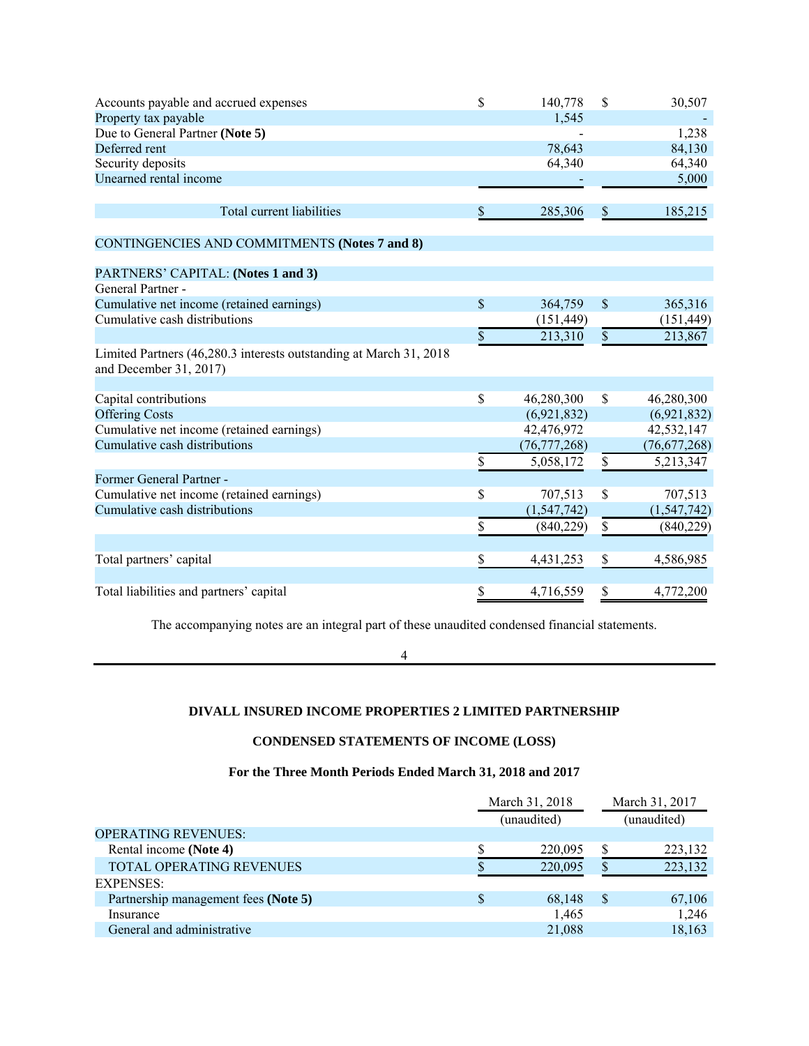| | | |
|---|---|---|
| Accounts payable and accrued expenses | $ 140,778 | $ 30,507 |
| Property tax payable | 1,545 | - |
| Due to General Partner **(Note 5)** | - | 1,238 |
| Deferred rent | 78,643 | 84,130 |
| Security deposits | 64,340 | 64,340 |
| Unearned rental income | - | 5,000 |
| Total current liabilities | $ 285,306 | $ 185,215 |
| CONTINGENCIES AND COMMITMENTS **(Notes 7 and 8)** | | |
| PARTNERS' CAPITAL: **(Notes 1 and 3)** | | |
| General Partner - | | |
| Cumulative net income (retained earnings) | $ 364,759 | $ 365,316 |
| Cumulative cash distributions | (151,449) | (151,449) |
| | $ 213,310 | $ 213,867 |
| Limited Partners (46,280.3 interests outstanding at March 31, 2018 and December 31, 2017) | | |
| Capital contributions | $ 46,280,300 | $ 46,280,300 |
| Offering Costs | (6,921,832) | (6,921,832) |
| Cumulative net income (retained earnings) | 42,476,972 | 42,532,147 |
| Cumulative cash distributions | (76,777,268) | (76,677,268) |
| | $ 5,058,172 | $ 5,213,347 |
| Former General Partner - | | |
| Cumulative net income (retained earnings) | $ 707,513 | $ 707,513 |
| Cumulative cash distributions | (1,547,742) | (1,547,742) |
| | $ (840,229) | $ (840,229) |
| Total partners' capital | $ 4,431,253 | $ 4,586,985 |
| Total liabilities and partners' capital | $ 4,716,559 | $ 4,772,200 |

The accompanying notes are an integral part of these unaudited condensed financial statements.

**DIVALL INSURED INCOME PROPERTIES 2 LIMITED PARTNERSHIP**

**CONDENSED STATEMENTS OF INCOME (LOSS)**

**For the Three Month Periods Ended March 31, 2018 and 2017**

| | March 31, 2018 (unaudited) | March 31, 2017 (unaudited) |
|---|---|---|
| OPERATING REVENUES: | | |
| Rental income **(Note 4)** | $ 220,095 | $ 223,132 |
| TOTAL OPERATING REVENUES | $ 220,095 | $ 223,132 |
| EXPENSES: | | |
| Partnership management fees **(Note 5)** | $ 68,148 | $ 67,106 |
| Insurance | 1,465 | 1,246 |
| General and administrative | 21,088 | 18,163 |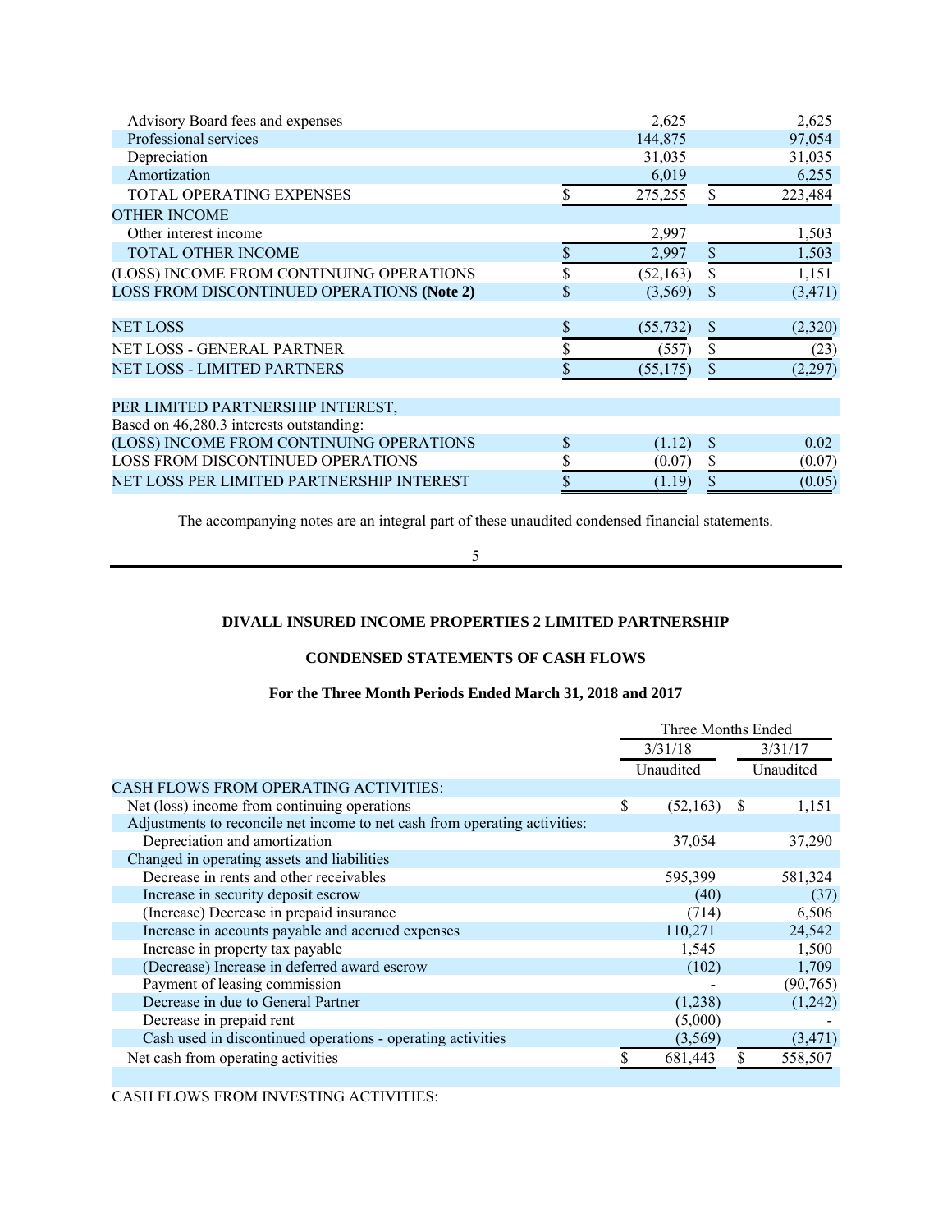| | | |
|---|---|---|
| Advisory Board fees and expenses | 2,625 | 2,625 |
| Professional services | 144,875 | 97,054 |
| Depreciation | 31,035 | 31,035 |
| Amortization | 6,019 | 6,255 |
| TOTAL OPERATING EXPENSES | $ 275,255 | $ 223,484 |
| OTHER INCOME | | |
| Other interest income | 2,997 | 1,503 |
| TOTAL OTHER INCOME | $ 2,997 | $ 1,503 |
| (LOSS) INCOME FROM CONTINUING OPERATIONS | $ (52,163) | $ 1,151 |
| LOSS FROM DISCONTINUED OPERATIONS **(Note 2)** | $ (3,569) | $ (3,471) |
| | | |
| NET LOSS | $ (55,732) | $ (2,320) |
| NET LOSS - GENERAL PARTNER | $ (557) | $ (23) |
| NET LOSS - LIMITED PARTNERS | $ (55,175) | $ (2,297) |
| | | |
| PER LIMITED PARTNERSHIP INTEREST, | | |
| Based on 46,280.3 interests outstanding: | | |
| (LOSS) INCOME FROM CONTINUING OPERATIONS | $ (1.12) | $ 0.02 |
| LOSS FROM DISCONTINUED OPERATIONS | $ (0.07) | $ (0.07) |
| NET LOSS PER LIMITED PARTNERSHIP INTEREST | $ (1.19) | $ (0.05) |

The accompanying notes are an integral part of these unaudited condensed financial statements.

**DIVALL INSURED INCOME PROPERTIES 2 LIMITED PARTNERSHIP**

**CONDENSED STATEMENTS OF CASH FLOWS**

**For the Three Month Periods Ended March 31, 2018 and 2017**

| | Three Months Ended | |
|---|---|---|
| | 3/31/18 | 3/31/17 |
| | Unaudited | Unaudited |
| CASH FLOWS FROM OPERATING ACTIVITIES: | | |
| Net (loss) income from continuing operations | $ (52,163) | $ 1,151 |
| Adjustments to reconcile net income to net cash from operating activities: | | |
| Depreciation and amortization | 37,054 | 37,290 |
| Changed in operating assets and liabilities | | |
| Decrease in rents and other receivables | 595,399 | 581,324 |
| Increase in security deposit escrow | (40) | (37) |
| (Increase) Decrease in prepaid insurance | (714) | 6,506 |
| Increase in accounts payable and accrued expenses | 110,271 | 24,542 |
| Increase in property tax payable | 1,545 | 1,500 |
| (Decrease) Increase in deferred award escrow | (102) | 1,709 |
| Payment of leasing commission | - | (90,765) |
| Decrease in due to General Partner | (1,238) | (1,242) |
| Decrease in prepaid rent | (5,000) | - |
| Cash used in discontinued operations - operating activities | (3,569) | (3,471) |
| Net cash from operating activities | $ 681,443 | $ 558,507 |
| | | |
| CASH FLOWS FROM INVESTING ACTIVITIES: | | |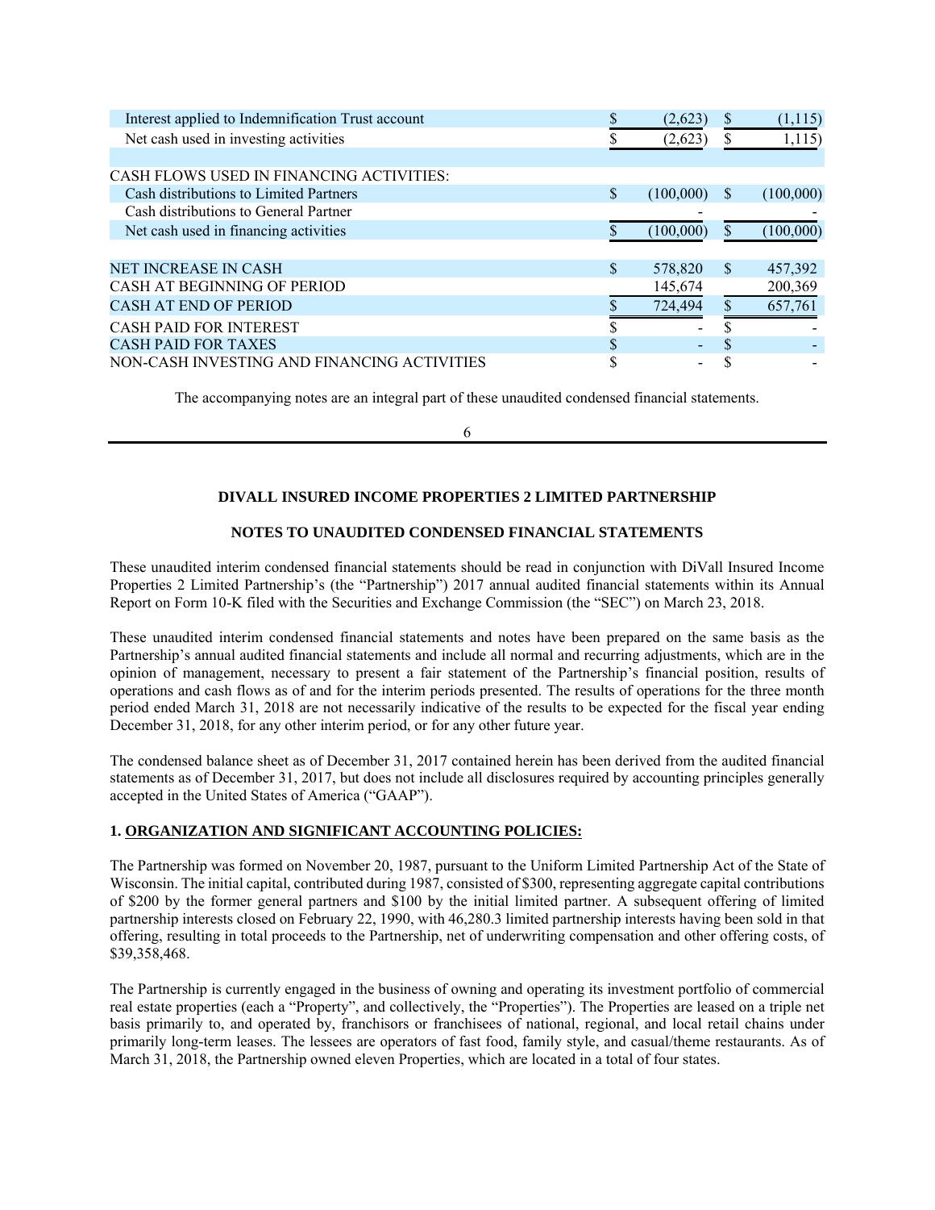| | | |
|---|---|---|
| Interest applied to Indemnification Trust account | $ (2,623) | $ (1,115) |
| Net cash used in investing activities | $ (2,623) | $ 1,115) |
| | | |
| CASH FLOWS USED IN FINANCING ACTIVITIES: | | |
| Cash distributions to Limited Partners | $ (100,000) | $ (100,000) |
| Cash distributions to General Partner | - | - |
| Net cash used in financing activities | $ (100,000) | $ (100,000) |
| | | |
| NET INCREASE IN CASH | $ 578,820 | $ 457,392 |
| CASH AT BEGINNING OF PERIOD | 145,674 | 200,369 |
| CASH AT END OF PERIOD | $ 724,494 | $ 657,761 |
| CASH PAID FOR INTEREST | $ - | $ - |
| CASH PAID FOR TAXES | $ - | $ - |
| NON-CASH INVESTING AND FINANCING ACTIVITIES | $ - | $ - |

The accompanying notes are an integral part of these unaudited condensed financial statements.

**DIVALL INSURED INCOME PROPERTIES 2 LIMITED PARTNERSHIP**

**NOTES TO UNAUDITED CONDENSED FINANCIAL STATEMENTS**

These unaudited interim condensed financial statements should be read in conjunction with DiVall Insured Income Properties 2 Limited Partnership's (the "Partnership") 2017 annual audited financial statements within its Annual Report on Form 10-K filed with the Securities and Exchange Commission (the "SEC") on March 23, 2018.

These unaudited interim condensed financial statements and notes have been prepared on the same basis as the Partnership's annual audited financial statements and include all normal and recurring adjustments, which are in the opinion of management, necessary to present a fair statement of the Partnership's financial position, results of operations and cash flows as of and for the interim periods presented. The results of operations for the three month period ended March 31, 2018 are not necessarily indicative of the results to be expected for the fiscal year ending December 31, 2018, for any other interim period, or for any other future year.

The condensed balance sheet as of December 31, 2017 contained herein has been derived from the audited financial statements as of December 31, 2017, but does not include all disclosures required by accounting principles generally accepted in the United States of America ("GAAP").

**1. ORGANIZATION AND SIGNIFICANT ACCOUNTING POLICIES:**

The Partnership was formed on November 20, 1987, pursuant to the Uniform Limited Partnership Act of the State of Wisconsin. The initial capital, contributed during 1987, consisted of $300, representing aggregate capital contributions of $200 by the former general partners and $100 by the initial limited partner. A subsequent offering of limited partnership interests closed on February 22, 1990, with 46,280.3 limited partnership interests having been sold in that offering, resulting in total proceeds to the Partnership, net of underwriting compensation and other offering costs, of $39,358,468.

The Partnership is currently engaged in the business of owning and operating its investment portfolio of commercial real estate properties (each a "Property", and collectively, the "Properties"). The Properties are leased on a triple net basis primarily to, and operated by, franchisors or franchisees of national, regional, and local retail chains under primarily long-term leases. The lessees are operators of fast food, family style, and casual/theme restaurants. As of March 31, 2018, the Partnership owned eleven Properties, which are located in a total of four states.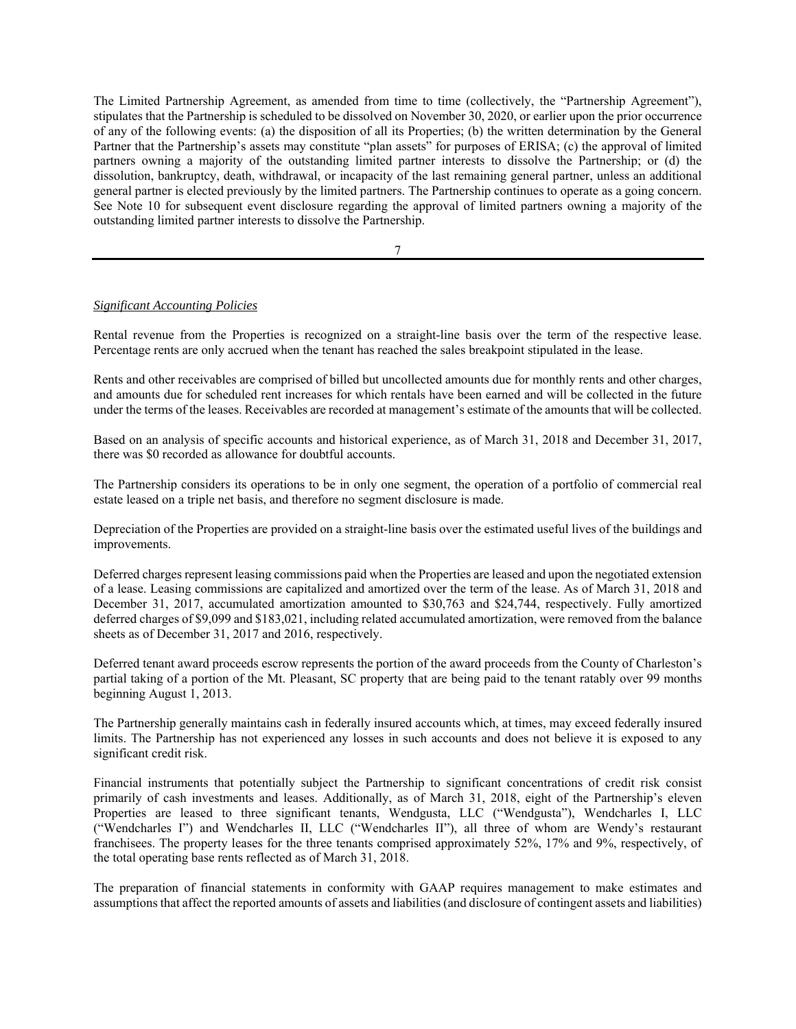The Limited Partnership Agreement, as amended from time to time (collectively, the "Partnership Agreement"), stipulates that the Partnership is scheduled to be dissolved on November 30, 2020, or earlier upon the prior occurrence of any of the following events: (a) the disposition of all its Properties; (b) the written determination by the General Partner that the Partnership's assets may constitute "plan assets" for purposes of ERISA; (c) the approval of limited partners owning a majority of the outstanding limited partner interests to dissolve the Partnership; or (d) the dissolution, bankruptcy, death, withdrawal, or incapacity of the last remaining general partner, unless an additional general partner is elected previously by the limited partners. The Partnership continues to operate as a going concern. See Note 10 for subsequent event disclosure regarding the approval of limited partners owning a majority of the outstanding limited partner interests to dissolve the Partnership.

*Significant Accounting Policies*

Rental revenue from the Properties is recognized on a straight-line basis over the term of the respective lease. Percentage rents are only accrued when the tenant has reached the sales breakpoint stipulated in the lease.

Rents and other receivables are comprised of billed but uncollected amounts due for monthly rents and other charges, and amounts due for scheduled rent increases for which rentals have been earned and will be collected in the future under the terms of the leases. Receivables are recorded at management's estimate of the amounts that will be collected.

Based on an analysis of specific accounts and historical experience, as of March 31, 2018 and December 31, 2017, there was $0 recorded as allowance for doubtful accounts.

The Partnership considers its operations to be in only one segment, the operation of a portfolio of commercial real estate leased on a triple net basis, and therefore no segment disclosure is made.

Depreciation of the Properties are provided on a straight-line basis over the estimated useful lives of the buildings and improvements.

Deferred charges represent leasing commissions paid when the Properties are leased and upon the negotiated extension of a lease. Leasing commissions are capitalized and amortized over the term of the lease. As of March 31, 2018 and December 31, 2017, accumulated amortization amounted to $30,763 and $24,744, respectively. Fully amortized deferred charges of $9,099 and $183,021, including related accumulated amortization, were removed from the balance sheets as of December 31, 2017 and 2016, respectively.

Deferred tenant award proceeds escrow represents the portion of the award proceeds from the County of Charleston's partial taking of a portion of the Mt. Pleasant, SC property that are being paid to the tenant ratably over 99 months beginning August 1, 2013.

The Partnership generally maintains cash in federally insured accounts which, at times, may exceed federally insured limits. The Partnership has not experienced any losses in such accounts and does not believe it is exposed to any significant credit risk.

Financial instruments that potentially subject the Partnership to significant concentrations of credit risk consist primarily of cash investments and leases. Additionally, as of March 31, 2018, eight of the Partnership's eleven Properties are leased to three significant tenants, Wendgusta, LLC ("Wendgusta"), Wendcharles I, LLC ("Wendcharles I") and Wendcharles II, LLC ("Wendcharles II"), all three of whom are Wendy's restaurant franchisees. The property leases for the three tenants comprised approximately 52%, 17% and 9%, respectively, of the total operating base rents reflected as of March 31, 2018.

The preparation of financial statements in conformity with GAAP requires management to make estimates and assumptions that affect the reported amounts of assets and liabilities (and disclosure of contingent assets and liabilities)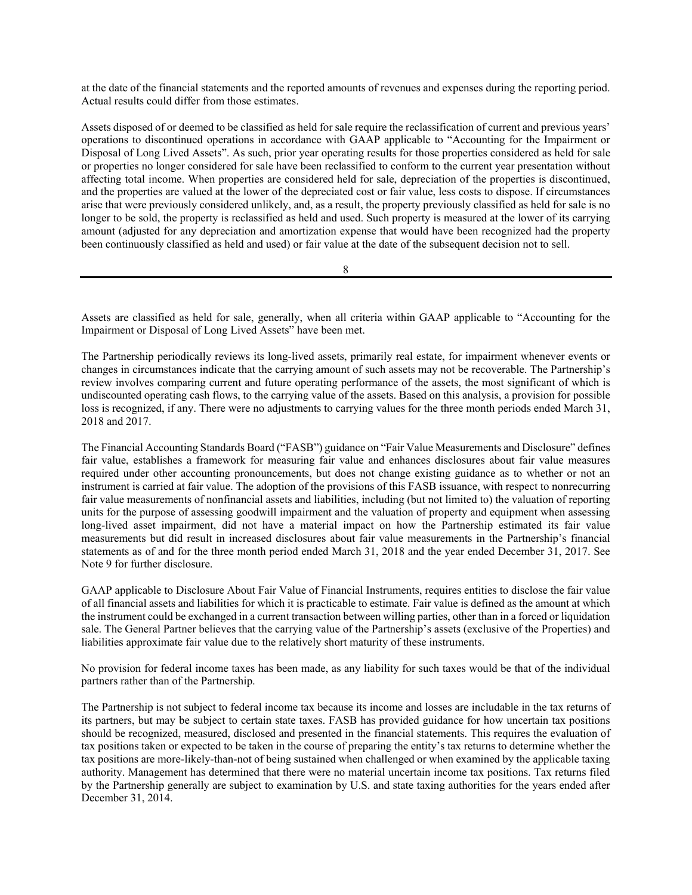at the date of the financial statements and the reported amounts of revenues and expenses during the reporting period. Actual results could differ from those estimates.

Assets disposed of or deemed to be classified as held for sale require the reclassification of current and previous years' operations to discontinued operations in accordance with GAAP applicable to "Accounting for the Impairment or Disposal of Long Lived Assets". As such, prior year operating results for those properties considered as held for sale or properties no longer considered for sale have been reclassified to conform to the current year presentation without affecting total income. When properties are considered held for sale, depreciation of the properties is discontinued, and the properties are valued at the lower of the depreciated cost or fair value, less costs to dispose. If circumstances arise that were previously considered unlikely, and, as a result, the property previously classified as held for sale is no longer to be sold, the property is reclassified as held and used. Such property is measured at the lower of its carrying amount (adjusted for any depreciation and amortization expense that would have been recognized had the property been continuously classified as held and used) or fair value at the date of the subsequent decision not to sell.

Assets are classified as held for sale, generally, when all criteria within GAAP applicable to "Accounting for the Impairment or Disposal of Long Lived Assets" have been met.

The Partnership periodically reviews its long-lived assets, primarily real estate, for impairment whenever events or changes in circumstances indicate that the carrying amount of such assets may not be recoverable. The Partnership's review involves comparing current and future operating performance of the assets, the most significant of which is undiscounted operating cash flows, to the carrying value of the assets. Based on this analysis, a provision for possible loss is recognized, if any. There were no adjustments to carrying values for the three month periods ended March 31, 2018 and 2017.

The Financial Accounting Standards Board ("FASB") guidance on "Fair Value Measurements and Disclosure" defines fair value, establishes a framework for measuring fair value and enhances disclosures about fair value measures required under other accounting pronouncements, but does not change existing guidance as to whether or not an instrument is carried at fair value. The adoption of the provisions of this FASB issuance, with respect to nonrecurring fair value measurements of nonfinancial assets and liabilities, including (but not limited to) the valuation of reporting units for the purpose of assessing goodwill impairment and the valuation of property and equipment when assessing long-lived asset impairment, did not have a material impact on how the Partnership estimated its fair value measurements but did result in increased disclosures about fair value measurements in the Partnership's financial statements as of and for the three month period ended March 31, 2018 and the year ended December 31, 2017. See Note 9 for further disclosure.

GAAP applicable to Disclosure About Fair Value of Financial Instruments, requires entities to disclose the fair value of all financial assets and liabilities for which it is practicable to estimate. Fair value is defined as the amount at which the instrument could be exchanged in a current transaction between willing parties, other than in a forced or liquidation sale. The General Partner believes that the carrying value of the Partnership's assets (exclusive of the Properties) and liabilities approximate fair value due to the relatively short maturity of these instruments.

No provision for federal income taxes has been made, as any liability for such taxes would be that of the individual partners rather than of the Partnership.

The Partnership is not subject to federal income tax because its income and losses are includable in the tax returns of its partners, but may be subject to certain state taxes. FASB has provided guidance for how uncertain tax positions should be recognized, measured, disclosed and presented in the financial statements. This requires the evaluation of tax positions taken or expected to be taken in the course of preparing the entity's tax returns to determine whether the tax positions are more-likely-than-not of being sustained when challenged or when examined by the applicable taxing authority. Management has determined that there were no material uncertain income tax positions. Tax returns filed by the Partnership generally are subject to examination by U.S. and state taxing authorities for the years ended after December 31, 2014.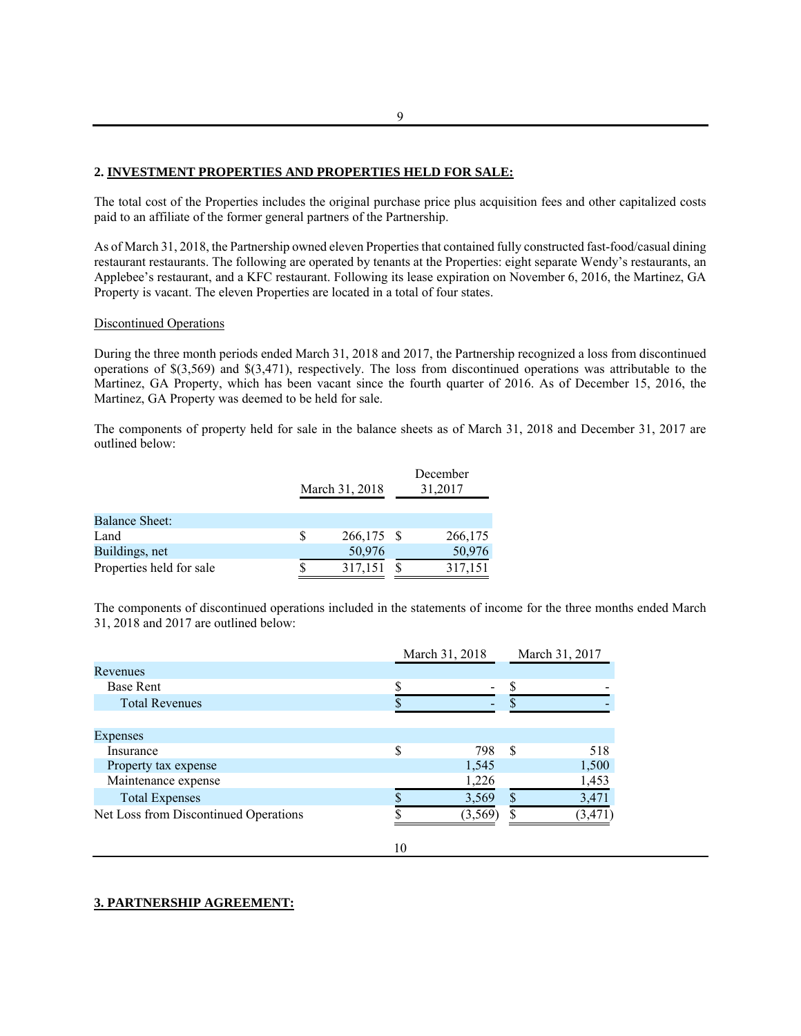## 2. INVESTMENT PROPERTIES AND PROPERTIES HELD FOR SALE:

The total cost of the Properties includes the original purchase price plus acquisition fees and other capitalized costs paid to an affiliate of the former general partners of the Partnership.

As of March 31, 2018, the Partnership owned eleven Properties that contained fully constructed fast-food/casual dining restaurant restaurants. The following are operated by tenants at the Properties: eight separate Wendy's restaurants, an Applebee's restaurant, and a KFC restaurant. Following its lease expiration on November 6, 2016, the Martinez, GA Property is vacant. The eleven Properties are located in a total of four states.

Discontinued Operations

During the three month periods ended March 31, 2018 and 2017, the Partnership recognized a loss from discontinued operations of $(3,569) and $(3,471), respectively. The loss from discontinued operations was attributable to the Martinez, GA Property, which has been vacant since the fourth quarter of 2016. As of December 15, 2016, the Martinez, GA Property was deemed to be held for sale.

The components of property held for sale in the balance sheets as of March 31, 2018 and December 31, 2017 are outlined below:

| | March 31, 2018 | December 31,2017 |
|---|---|---|
| Balance Sheet: | | |
| Land | $ 266,175 | $ 266,175 |
| Buildings, net | 50,976 | 50,976 |
| Properties held for sale | $ 317,151 | $ 317,151 |

The components of discontinued operations included in the statements of income for the three months ended March 31, 2018 and 2017 are outlined below:

| | March 31, 2018 | March 31, 2017 |
|---|---|---|
| Revenues | | |
| Base Rent | $ - | $ - |
| Total Revenues | $ - | $ - |
| | | |
| Expenses | | |
| Insurance | $ 798 | $ 518 |
| Property tax expense | 1,545 | 1,500 |
| Maintenance expense | 1,226 | 1,453 |
| Total Expenses | $ 3,569 | $ 3,471 |
| Net Loss from Discontinued Operations | $ (3,569) | $ (3,471) |

## 3. PARTNERSHIP AGREEMENT: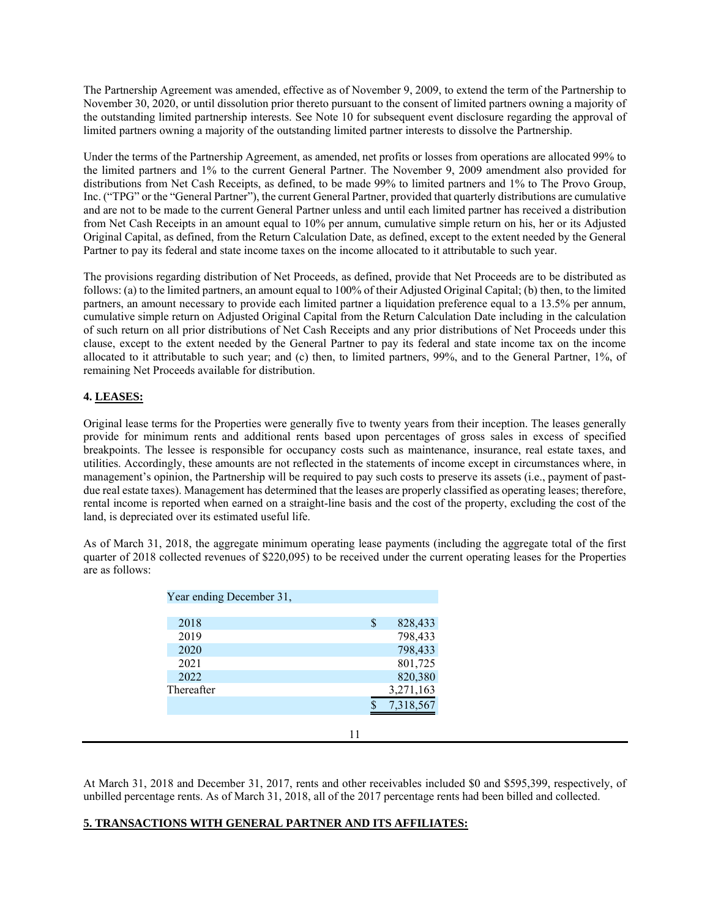The Partnership Agreement was amended, effective as of November 9, 2009, to extend the term of the Partnership to November 30, 2020, or until dissolution prior thereto pursuant to the consent of limited partners owning a majority of the outstanding limited partnership interests. See Note 10 for subsequent event disclosure regarding the approval of limited partners owning a majority of the outstanding limited partner interests to dissolve the Partnership.

Under the terms of the Partnership Agreement, as amended, net profits or losses from operations are allocated 99% to the limited partners and 1% to the current General Partner. The November 9, 2009 amendment also provided for distributions from Net Cash Receipts, as defined, to be made 99% to limited partners and 1% to The Provo Group, Inc. ("TPG" or the "General Partner"), the current General Partner, provided that quarterly distributions are cumulative and are not to be made to the current General Partner unless and until each limited partner has received a distribution from Net Cash Receipts in an amount equal to 10% per annum, cumulative simple return on his, her or its Adjusted Original Capital, as defined, from the Return Calculation Date, as defined, except to the extent needed by the General Partner to pay its federal and state income taxes on the income allocated to it attributable to such year.

The provisions regarding distribution of Net Proceeds, as defined, provide that Net Proceeds are to be distributed as follows: (a) to the limited partners, an amount equal to 100% of their Adjusted Original Capital; (b) then, to the limited partners, an amount necessary to provide each limited partner a liquidation preference equal to a 13.5% per annum, cumulative simple return on Adjusted Original Capital from the Return Calculation Date including in the calculation of such return on all prior distributions of Net Cash Receipts and any prior distributions of Net Proceeds under this clause, except to the extent needed by the General Partner to pay its federal and state income tax on the income allocated to it attributable to such year; and (c) then, to limited partners, 99%, and to the General Partner, 1%, of remaining Net Proceeds available for distribution.

### 4. LEASES:

Original lease terms for the Properties were generally five to twenty years from their inception. The leases generally provide for minimum rents and additional rents based upon percentages of gross sales in excess of specified breakpoints. The lessee is responsible for occupancy costs such as maintenance, insurance, real estate taxes, and utilities. Accordingly, these amounts are not reflected in the statements of income except in circumstances where, in management's opinion, the Partnership will be required to pay such costs to preserve its assets (i.e., payment of past-due real estate taxes). Management has determined that the leases are properly classified as operating leases; therefore, rental income is reported when earned on a straight-line basis and the cost of the property, excluding the cost of the land, is depreciated over its estimated useful life.

As of March 31, 2018, the aggregate minimum operating lease payments (including the aggregate total of the first quarter of 2018 collected revenues of $220,095) to be received under the current operating leases for the Properties are as follows:

| Year ending December 31, | |
|---|---|
| 2018 | $ 828,433 |
| 2019 | 798,433 |
| 2020 | 798,433 |
| 2021 | 801,725 |
| 2022 | 820,380 |
| Thereafter | 3,271,163 |
| | $ 7,318,567 |

At March 31, 2018 and December 31, 2017, rents and other receivables included $0 and $595,399, respectively, of unbilled percentage rents. As of March 31, 2018, all of the 2017 percentage rents had been billed and collected.

### 5. TRANSACTIONS WITH GENERAL PARTNER AND ITS AFFILIATES: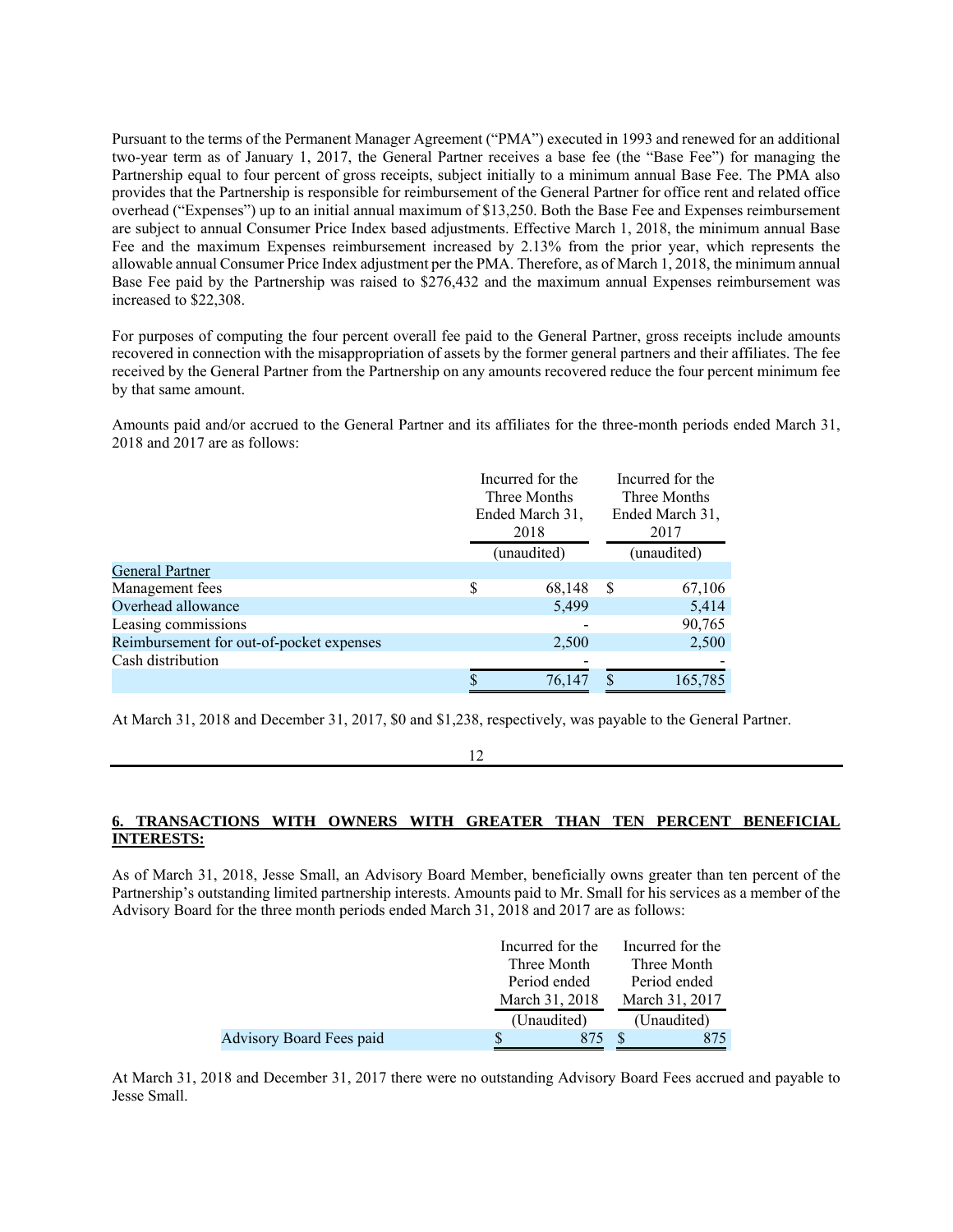Pursuant to the terms of the Permanent Manager Agreement ("PMA") executed in 1993 and renewed for an additional two-year term as of January 1, 2017, the General Partner receives a base fee (the "Base Fee") for managing the Partnership equal to four percent of gross receipts, subject initially to a minimum annual Base Fee. The PMA also provides that the Partnership is responsible for reimbursement of the General Partner for office rent and related office overhead ("Expenses") up to an initial annual maximum of $13,250. Both the Base Fee and Expenses reimbursement are subject to annual Consumer Price Index based adjustments. Effective March 1, 2018, the minimum annual Base Fee and the maximum Expenses reimbursement increased by 2.13% from the prior year, which represents the allowable annual Consumer Price Index adjustment per the PMA. Therefore, as of March 1, 2018, the minimum annual Base Fee paid by the Partnership was raised to $276,432 and the maximum annual Expenses reimbursement was increased to $22,308.

For purposes of computing the four percent overall fee paid to the General Partner, gross receipts include amounts recovered in connection with the misappropriation of assets by the former general partners and their affiliates. The fee received by the General Partner from the Partnership on any amounts recovered reduce the four percent minimum fee by that same amount.

Amounts paid and/or accrued to the General Partner and its affiliates for the three-month periods ended March 31, 2018 and 2017 are as follows:

| | Incurred for the Three Months Ended March 31, 2018 | Incurred for the Three Months Ended March 31, 2017 |
|---|---|---|
| | (unaudited) | (unaudited) |
| General Partner | | |
| Management fees | $ 68,148 | $ 67,106 |
| Overhead allowance | 5,499 | 5,414 |
| Leasing commissions | - | 90,765 |
| Reimbursement for out-of-pocket expenses | 2,500 | 2,500 |
| Cash distribution | - | - |
| | $ 76,147 | $ 165,785 |

At March 31, 2018 and December 31, 2017, $0 and $1,238, respectively, was payable to the General Partner.

## 6. TRANSACTIONS WITH OWNERS WITH GREATER THAN TEN PERCENT BENEFICIAL INTERESTS:

As of March 31, 2018, Jesse Small, an Advisory Board Member, beneficially owns greater than ten percent of the Partnership's outstanding limited partnership interests. Amounts paid to Mr. Small for his services as a member of the Advisory Board for the three month periods ended March 31, 2018 and 2017 are as follows:

| | Incurred for the Three Month Period ended March 31, 2018 | Incurred for the Three Month Period ended March 31, 2017 |
|---|---|---|
| | (Unaudited) | (Unaudited) |
| Advisory Board Fees paid | $ 875 | $ 875 |

At March 31, 2018 and December 31, 2017 there were no outstanding Advisory Board Fees accrued and payable to Jesse Small.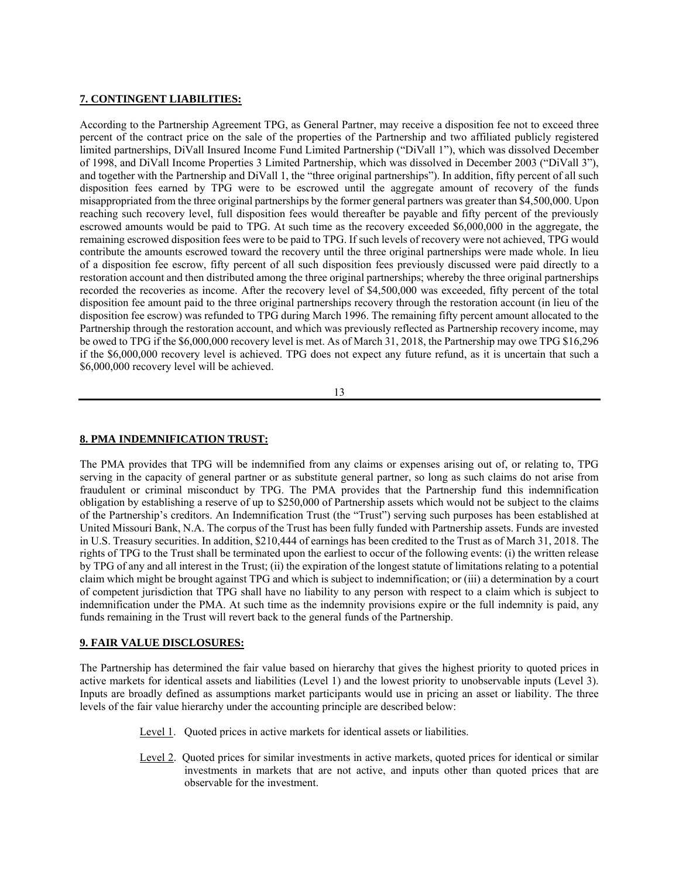**7. CONTINGENT LIABILITIES:**

According to the Partnership Agreement TPG, as General Partner, may receive a disposition fee not to exceed three percent of the contract price on the sale of the properties of the Partnership and two affiliated publicly registered limited partnerships, DiVall Insured Income Fund Limited Partnership ("DiVall 1"), which was dissolved December of 1998, and DiVall Income Properties 3 Limited Partnership, which was dissolved in December 2003 ("DiVall 3"), and together with the Partnership and DiVall 1, the "three original partnerships"). In addition, fifty percent of all such disposition fees earned by TPG were to be escrowed until the aggregate amount of recovery of the funds misappropriated from the three original partnerships by the former general partners was greater than $4,500,000. Upon reaching such recovery level, full disposition fees would thereafter be payable and fifty percent of the previously escrowed amounts would be paid to TPG. At such time as the recovery exceeded $6,000,000 in the aggregate, the remaining escrowed disposition fees were to be paid to TPG. If such levels of recovery were not achieved, TPG would contribute the amounts escrowed toward the recovery until the three original partnerships were made whole. In lieu of a disposition fee escrow, fifty percent of all such disposition fees previously discussed were paid directly to a restoration account and then distributed among the three original partnerships; whereby the three original partnerships recorded the recoveries as income. After the recovery level of $4,500,000 was exceeded, fifty percent of the total disposition fee amount paid to the three original partnerships recovery through the restoration account (in lieu of the disposition fee escrow) was refunded to TPG during March 1996. The remaining fifty percent amount allocated to the Partnership through the restoration account, and which was previously reflected as Partnership recovery income, may be owed to TPG if the $6,000,000 recovery level is met. As of March 31, 2018, the Partnership may owe TPG $16,296 if the $6,000,000 recovery level is achieved. TPG does not expect any future refund, as it is uncertain that such a $6,000,000 recovery level will be achieved.

**8. PMA INDEMNIFICATION TRUST:**

The PMA provides that TPG will be indemnified from any claims or expenses arising out of, or relating to, TPG serving in the capacity of general partner or as substitute general partner, so long as such claims do not arise from fraudulent or criminal misconduct by TPG. The PMA provides that the Partnership fund this indemnification obligation by establishing a reserve of up to $250,000 of Partnership assets which would not be subject to the claims of the Partnership's creditors. An Indemnification Trust (the "Trust") serving such purposes has been established at United Missouri Bank, N.A. The corpus of the Trust has been fully funded with Partnership assets. Funds are invested in U.S. Treasury securities. In addition, $210,444 of earnings has been credited to the Trust as of March 31, 2018. The rights of TPG to the Trust shall be terminated upon the earliest to occur of the following events: (i) the written release by TPG of any and all interest in the Trust; (ii) the expiration of the longest statute of limitations relating to a potential claim which might be brought against TPG and which is subject to indemnification; or (iii) a determination by a court of competent jurisdiction that TPG shall have no liability to any person with respect to a claim which is subject to indemnification under the PMA. At such time as the indemnity provisions expire or the full indemnity is paid, any funds remaining in the Trust will revert back to the general funds of the Partnership.

**9. FAIR VALUE DISCLOSURES:**

The Partnership has determined the fair value based on hierarchy that gives the highest priority to quoted prices in active markets for identical assets and liabilities (Level 1) and the lowest priority to unobservable inputs (Level 3). Inputs are broadly defined as assumptions market participants would use in pricing an asset or liability. The three levels of the fair value hierarchy under the accounting principle are described below:

Level 1. Quoted prices in active markets for identical assets or liabilities.

Level 2. Quoted prices for similar investments in active markets, quoted prices for identical or similar investments in markets that are not active, and inputs other than quoted prices that are observable for the investment.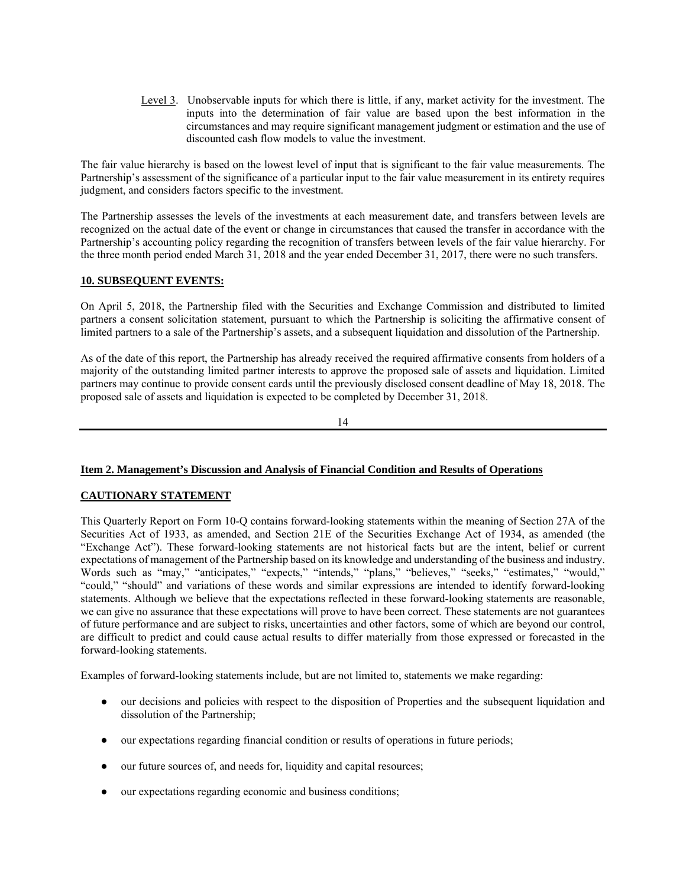Level 3. Unobservable inputs for which there is little, if any, market activity for the investment. The inputs into the determination of fair value are based upon the best information in the circumstances and may require significant management judgment or estimation and the use of discounted cash flow models to value the investment.

The fair value hierarchy is based on the lowest level of input that is significant to the fair value measurements. The Partnership's assessment of the significance of a particular input to the fair value measurement in its entirety requires judgment, and considers factors specific to the investment.

The Partnership assesses the levels of the investments at each measurement date, and transfers between levels are recognized on the actual date of the event or change in circumstances that caused the transfer in accordance with the Partnership's accounting policy regarding the recognition of transfers between levels of the fair value hierarchy. For the three month period ended March 31, 2018 and the year ended December 31, 2017, there were no such transfers.

**10. SUBSEQUENT EVENTS:**

On April 5, 2018, the Partnership filed with the Securities and Exchange Commission and distributed to limited partners a consent solicitation statement, pursuant to which the Partnership is soliciting the affirmative consent of limited partners to a sale of the Partnership's assets, and a subsequent liquidation and dissolution of the Partnership.

As of the date of this report, the Partnership has already received the required affirmative consents from holders of a majority of the outstanding limited partner interests to approve the proposed sale of assets and liquidation. Limited partners may continue to provide consent cards until the previously disclosed consent deadline of May 18, 2018. The proposed sale of assets and liquidation is expected to be completed by December 31, 2018.

## Item 2. Management's Discussion and Analysis of Financial Condition and Results of Operations

### CAUTIONARY STATEMENT

This Quarterly Report on Form 10-Q contains forward-looking statements within the meaning of Section 27A of the Securities Act of 1933, as amended, and Section 21E of the Securities Exchange Act of 1934, as amended (the "Exchange Act"). These forward-looking statements are not historical facts but are the intent, belief or current expectations of management of the Partnership based on its knowledge and understanding of the business and industry. Words such as "may," "anticipates," "expects," "intends," "plans," "believes," "seeks," "estimates," "would," "could," "should" and variations of these words and similar expressions are intended to identify forward-looking statements. Although we believe that the expectations reflected in these forward-looking statements are reasonable, we can give no assurance that these expectations will prove to have been correct. These statements are not guarantees of future performance and are subject to risks, uncertainties and other factors, some of which are beyond our control, are difficult to predict and could cause actual results to differ materially from those expressed or forecasted in the forward-looking statements.

Examples of forward-looking statements include, but are not limited to, statements we make regarding:

- our decisions and policies with respect to the disposition of Properties and the subsequent liquidation and dissolution of the Partnership;
- our expectations regarding financial condition or results of operations in future periods;
- our future sources of, and needs for, liquidity and capital resources;
- our expectations regarding economic and business conditions;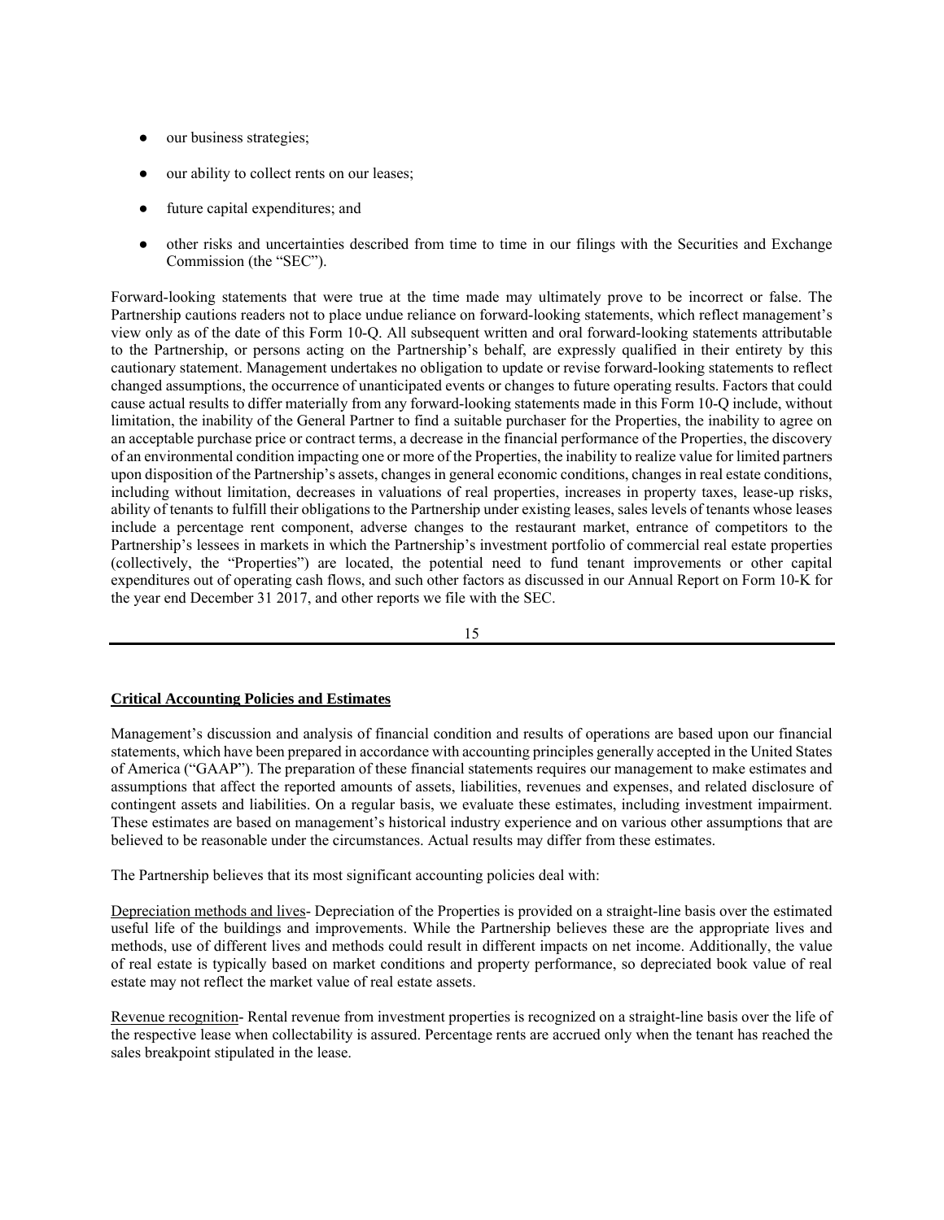- our business strategies;
- our ability to collect rents on our leases;
- future capital expenditures; and
- other risks and uncertainties described from time to time in our filings with the Securities and Exchange Commission (the "SEC").

Forward-looking statements that were true at the time made may ultimately prove to be incorrect or false. The Partnership cautions readers not to place undue reliance on forward-looking statements, which reflect management's view only as of the date of this Form 10-Q. All subsequent written and oral forward-looking statements attributable to the Partnership, or persons acting on the Partnership's behalf, are expressly qualified in their entirety by this cautionary statement. Management undertakes no obligation to update or revise forward-looking statements to reflect changed assumptions, the occurrence of unanticipated events or changes to future operating results. Factors that could cause actual results to differ materially from any forward-looking statements made in this Form 10-Q include, without limitation, the inability of the General Partner to find a suitable purchaser for the Properties, the inability to agree on an acceptable purchase price or contract terms, a decrease in the financial performance of the Properties, the discovery of an environmental condition impacting one or more of the Properties, the inability to realize value for limited partners upon disposition of the Partnership's assets, changes in general economic conditions, changes in real estate conditions, including without limitation, decreases in valuations of real properties, increases in property taxes, lease-up risks, ability of tenants to fulfill their obligations to the Partnership under existing leases, sales levels of tenants whose leases include a percentage rent component, adverse changes to the restaurant market, entrance of competitors to the Partnership's lessees in markets in which the Partnership's investment portfolio of commercial real estate properties (collectively, the "Properties") are located, the potential need to fund tenant improvements or other capital expenditures out of operating cash flows, and such other factors as discussed in our Annual Report on Form 10-K for the year end December 31 2017, and other reports we file with the SEC.

**Critical Accounting Policies and Estimates**

Management's discussion and analysis of financial condition and results of operations are based upon our financial statements, which have been prepared in accordance with accounting principles generally accepted in the United States of America ("GAAP"). The preparation of these financial statements requires our management to make estimates and assumptions that affect the reported amounts of assets, liabilities, revenues and expenses, and related disclosure of contingent assets and liabilities. On a regular basis, we evaluate these estimates, including investment impairment. These estimates are based on management's historical industry experience and on various other assumptions that are believed to be reasonable under the circumstances. Actual results may differ from these estimates.

The Partnership believes that its most significant accounting policies deal with:

Depreciation methods and lives- Depreciation of the Properties is provided on a straight-line basis over the estimated useful life of the buildings and improvements. While the Partnership believes these are the appropriate lives and methods, use of different lives and methods could result in different impacts on net income. Additionally, the value of real estate is typically based on market conditions and property performance, so depreciated book value of real estate may not reflect the market value of real estate assets.

Revenue recognition- Rental revenue from investment properties is recognized on a straight-line basis over the life of the respective lease when collectability is assured. Percentage rents are accrued only when the tenant has reached the sales breakpoint stipulated in the lease.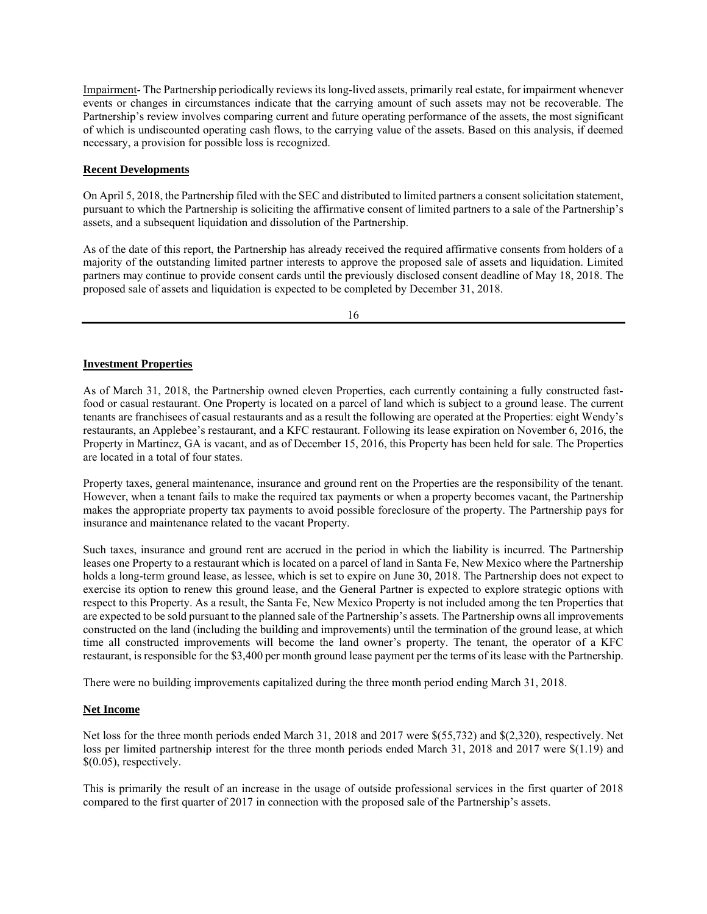Impairment- The Partnership periodically reviews its long-lived assets, primarily real estate, for impairment whenever events or changes in circumstances indicate that the carrying amount of such assets may not be recoverable. The Partnership's review involves comparing current and future operating performance of the assets, the most significant of which is undiscounted operating cash flows, to the carrying value of the assets. Based on this analysis, if deemed necessary, a provision for possible loss is recognized.

**Recent Developments**

On April 5, 2018, the Partnership filed with the SEC and distributed to limited partners a consent solicitation statement, pursuant to which the Partnership is soliciting the affirmative consent of limited partners to a sale of the Partnership's assets, and a subsequent liquidation and dissolution of the Partnership.

As of the date of this report, the Partnership has already received the required affirmative consents from holders of a majority of the outstanding limited partner interests to approve the proposed sale of assets and liquidation. Limited partners may continue to provide consent cards until the previously disclosed consent deadline of May 18, 2018. The proposed sale of assets and liquidation is expected to be completed by December 31, 2018.

**Investment Properties**

As of March 31, 2018, the Partnership owned eleven Properties, each currently containing a fully constructed fast-food or casual restaurant. One Property is located on a parcel of land which is subject to a ground lease. The current tenants are franchisees of casual restaurants and as a result the following are operated at the Properties: eight Wendy's restaurants, an Applebee's restaurant, and a KFC restaurant. Following its lease expiration on November 6, 2016, the Property in Martinez, GA is vacant, and as of December 15, 2016, this Property has been held for sale. The Properties are located in a total of four states.

Property taxes, general maintenance, insurance and ground rent on the Properties are the responsibility of the tenant. However, when a tenant fails to make the required tax payments or when a property becomes vacant, the Partnership makes the appropriate property tax payments to avoid possible foreclosure of the property. The Partnership pays for insurance and maintenance related to the vacant Property.

Such taxes, insurance and ground rent are accrued in the period in which the liability is incurred. The Partnership leases one Property to a restaurant which is located on a parcel of land in Santa Fe, New Mexico where the Partnership holds a long-term ground lease, as lessee, which is set to expire on June 30, 2018. The Partnership does not expect to exercise its option to renew this ground lease, and the General Partner is expected to explore strategic options with respect to this Property. As a result, the Santa Fe, New Mexico Property is not included among the ten Properties that are expected to be sold pursuant to the planned sale of the Partnership's assets. The Partnership owns all improvements constructed on the land (including the building and improvements) until the termination of the ground lease, at which time all constructed improvements will become the land owner's property. The tenant, the operator of a KFC restaurant, is responsible for the $3,400 per month ground lease payment per the terms of its lease with the Partnership.

There were no building improvements capitalized during the three month period ending March 31, 2018.

**Net Income**

Net loss for the three month periods ended March 31, 2018 and 2017 were $(55,732) and $(2,320), respectively. Net loss per limited partnership interest for the three month periods ended March 31, 2018 and 2017 were $(1.19) and $(0.05), respectively.

This is primarily the result of an increase in the usage of outside professional services in the first quarter of 2018 compared to the first quarter of 2017 in connection with the proposed sale of the Partnership's assets.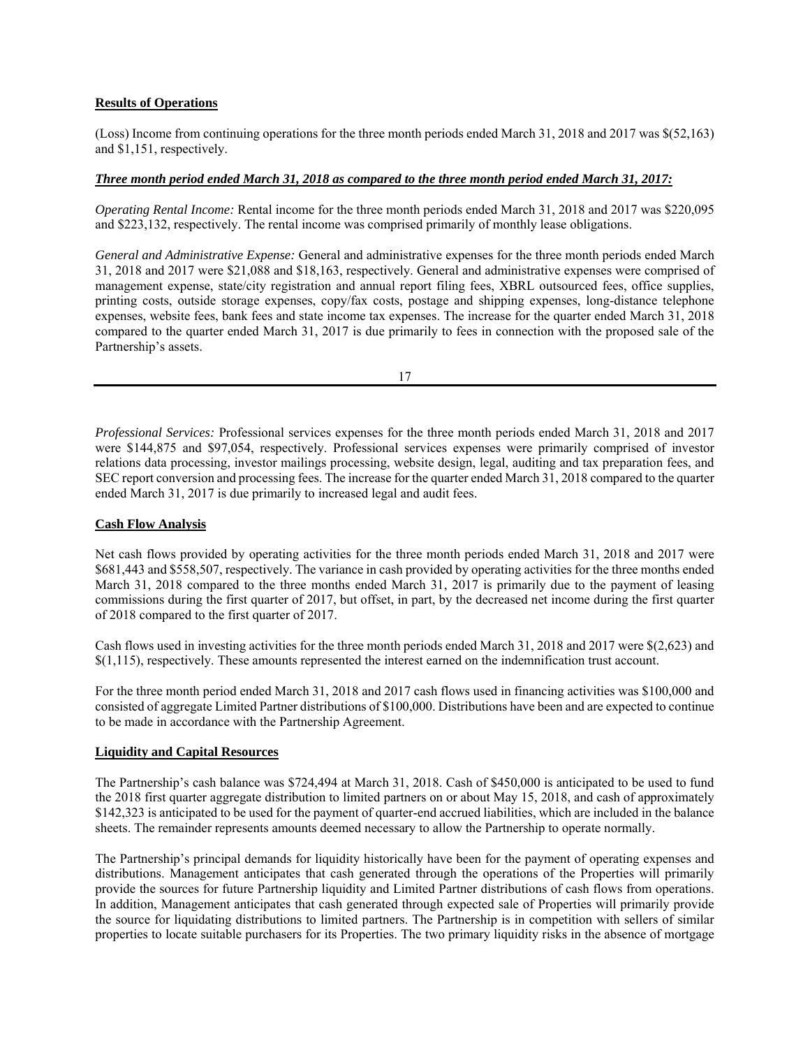**Results of Operations**

(Loss) Income from continuing operations for the three month periods ended March 31, 2018 and 2017 was $(52,163) and $1,151, respectively.

***Three month period ended March 31, 2018 as compared to the three month period ended March 31, 2017:***

*Operating Rental Income:* Rental income for the three month periods ended March 31, 2018 and 2017 was $220,095 and $223,132, respectively. The rental income was comprised primarily of monthly lease obligations.

*General and Administrative Expense:* General and administrative expenses for the three month periods ended March 31, 2018 and 2017 were $21,088 and $18,163, respectively. General and administrative expenses were comprised of management expense, state/city registration and annual report filing fees, XBRL outsourced fees, office supplies, printing costs, outside storage expenses, copy/fax costs, postage and shipping expenses, long-distance telephone expenses, website fees, bank fees and state income tax expenses. The increase for the quarter ended March 31, 2018 compared to the quarter ended March 31, 2017 is due primarily to fees in connection with the proposed sale of the Partnership's assets.

*Professional Services:* Professional services expenses for the three month periods ended March 31, 2018 and 2017 were $144,875 and $97,054, respectively. Professional services expenses were primarily comprised of investor relations data processing, investor mailings processing, website design, legal, auditing and tax preparation fees, and SEC report conversion and processing fees. The increase for the quarter ended March 31, 2018 compared to the quarter ended March 31, 2017 is due primarily to increased legal and audit fees.

**Cash Flow Analysis**

Net cash flows provided by operating activities for the three month periods ended March 31, 2018 and 2017 were $681,443 and $558,507, respectively. The variance in cash provided by operating activities for the three months ended March 31, 2018 compared to the three months ended March 31, 2017 is primarily due to the payment of leasing commissions during the first quarter of 2017, but offset, in part, by the decreased net income during the first quarter of 2018 compared to the first quarter of 2017.

Cash flows used in investing activities for the three month periods ended March 31, 2018 and 2017 were $(2,623) and $(1,115), respectively. These amounts represented the interest earned on the indemnification trust account.

For the three month period ended March 31, 2018 and 2017 cash flows used in financing activities was $100,000 and consisted of aggregate Limited Partner distributions of $100,000. Distributions have been and are expected to continue to be made in accordance with the Partnership Agreement.

**Liquidity and Capital Resources**

The Partnership's cash balance was $724,494 at March 31, 2018. Cash of $450,000 is anticipated to be used to fund the 2018 first quarter aggregate distribution to limited partners on or about May 15, 2018, and cash of approximately $142,323 is anticipated to be used for the payment of quarter-end accrued liabilities, which are included in the balance sheets. The remainder represents amounts deemed necessary to allow the Partnership to operate normally.

The Partnership's principal demands for liquidity historically have been for the payment of operating expenses and distributions. Management anticipates that cash generated through the operations of the Properties will primarily provide the sources for future Partnership liquidity and Limited Partner distributions of cash flows from operations. In addition, Management anticipates that cash generated through expected sale of Properties will primarily provide the source for liquidating distributions to limited partners. The Partnership is in competition with sellers of similar properties to locate suitable purchasers for its Properties. The two primary liquidity risks in the absence of mortgage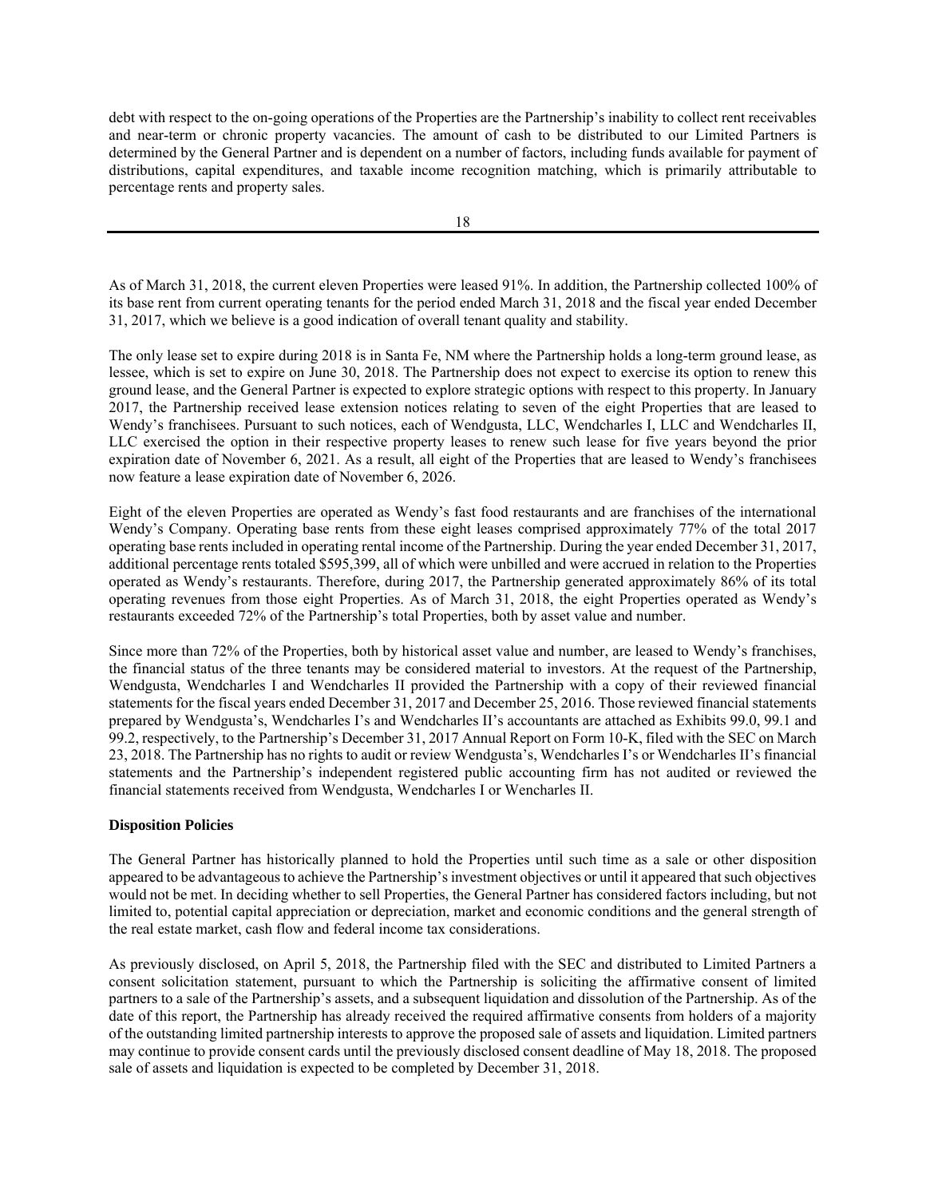debt with respect to the on-going operations of the Properties are the Partnership's inability to collect rent receivables and near-term or chronic property vacancies. The amount of cash to be distributed to our Limited Partners is determined by the General Partner and is dependent on a number of factors, including funds available for payment of distributions, capital expenditures, and taxable income recognition matching, which is primarily attributable to percentage rents and property sales.

As of March 31, 2018, the current eleven Properties were leased 91%. In addition, the Partnership collected 100% of its base rent from current operating tenants for the period ended March 31, 2018 and the fiscal year ended December 31, 2017, which we believe is a good indication of overall tenant quality and stability.

The only lease set to expire during 2018 is in Santa Fe, NM where the Partnership holds a long-term ground lease, as lessee, which is set to expire on June 30, 2018. The Partnership does not expect to exercise its option to renew this ground lease, and the General Partner is expected to explore strategic options with respect to this property. In January 2017, the Partnership received lease extension notices relating to seven of the eight Properties that are leased to Wendy's franchisees. Pursuant to such notices, each of Wendgusta, LLC, Wendcharles I, LLC and Wendcharles II, LLC exercised the option in their respective property leases to renew such lease for five years beyond the prior expiration date of November 6, 2021. As a result, all eight of the Properties that are leased to Wendy's franchisees now feature a lease expiration date of November 6, 2026.

Eight of the eleven Properties are operated as Wendy's fast food restaurants and are franchises of the international Wendy's Company. Operating base rents from these eight leases comprised approximately 77% of the total 2017 operating base rents included in operating rental income of the Partnership. During the year ended December 31, 2017, additional percentage rents totaled $595,399, all of which were unbilled and were accrued in relation to the Properties operated as Wendy's restaurants. Therefore, during 2017, the Partnership generated approximately 86% of its total operating revenues from those eight Properties. As of March 31, 2018, the eight Properties operated as Wendy's restaurants exceeded 72% of the Partnership's total Properties, both by asset value and number.

Since more than 72% of the Properties, both by historical asset value and number, are leased to Wendy's franchises, the financial status of the three tenants may be considered material to investors. At the request of the Partnership, Wendgusta, Wendcharles I and Wendcharles II provided the Partnership with a copy of their reviewed financial statements for the fiscal years ended December 31, 2017 and December 25, 2016. Those reviewed financial statements prepared by Wendgusta's, Wendcharles I's and Wendcharles II's accountants are attached as Exhibits 99.0, 99.1 and 99.2, respectively, to the Partnership's December 31, 2017 Annual Report on Form 10-K, filed with the SEC on March 23, 2018. The Partnership has no rights to audit or review Wendgusta's, Wendcharles I's or Wendcharles II's financial statements and the Partnership's independent registered public accounting firm has not audited or reviewed the financial statements received from Wendgusta, Wendcharles I or Wencharles II.

**Disposition Policies**

The General Partner has historically planned to hold the Properties until such time as a sale or other disposition appeared to be advantageous to achieve the Partnership's investment objectives or until it appeared that such objectives would not be met. In deciding whether to sell Properties, the General Partner has considered factors including, but not limited to, potential capital appreciation or depreciation, market and economic conditions and the general strength of the real estate market, cash flow and federal income tax considerations.

As previously disclosed, on April 5, 2018, the Partnership filed with the SEC and distributed to Limited Partners a consent solicitation statement, pursuant to which the Partnership is soliciting the affirmative consent of limited partners to a sale of the Partnership's assets, and a subsequent liquidation and dissolution of the Partnership. As of the date of this report, the Partnership has already received the required affirmative consents from holders of a majority of the outstanding limited partnership interests to approve the proposed sale of assets and liquidation. Limited partners may continue to provide consent cards until the previously disclosed consent deadline of May 18, 2018. The proposed sale of assets and liquidation is expected to be completed by December 31, 2018.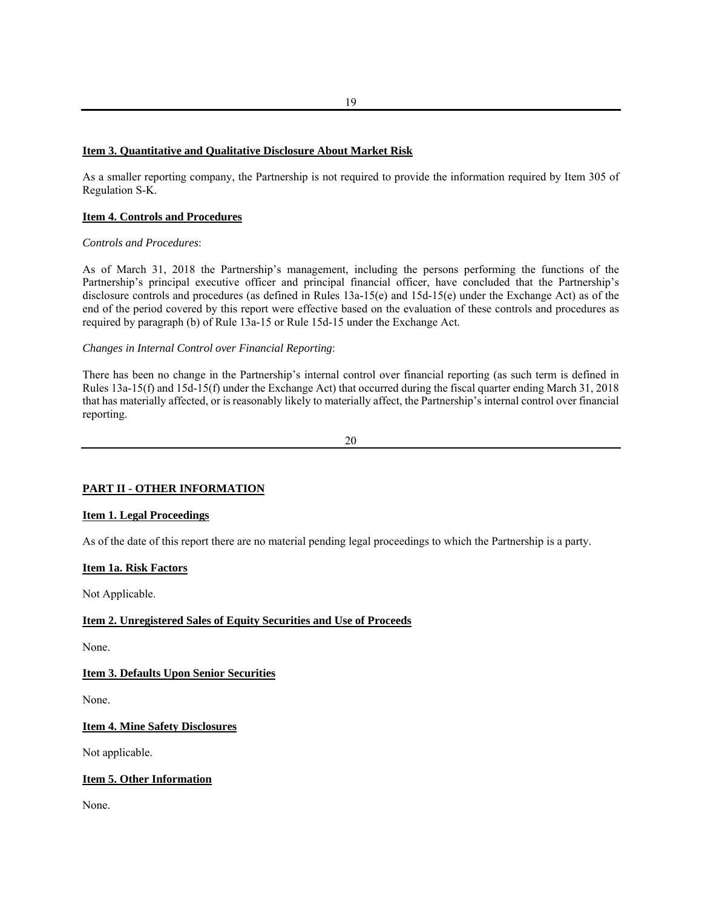**Item 3. Quantitative and Qualitative Disclosure About Market Risk**

As a smaller reporting company, the Partnership is not required to provide the information required by Item 305 of Regulation S-K.

**Item 4. Controls and Procedures**

*Controls and Procedures*:

As of March 31, 2018 the Partnership's management, including the persons performing the functions of the Partnership's principal executive officer and principal financial officer, have concluded that the Partnership's disclosure controls and procedures (as defined in Rules 13a-15(e) and 15d-15(e) under the Exchange Act) as of the end of the period covered by this report were effective based on the evaluation of these controls and procedures as required by paragraph (b) of Rule 13a-15 or Rule 15d-15 under the Exchange Act.

*Changes in Internal Control over Financial Reporting*:

There has been no change in the Partnership's internal control over financial reporting (as such term is defined in Rules 13a-15(f) and 15d-15(f) under the Exchange Act) that occurred during the fiscal quarter ending March 31, 2018 that has materially affected, or is reasonably likely to materially affect, the Partnership's internal control over financial reporting.

**PART II - OTHER INFORMATION**

**Item 1. Legal Proceedings**

As of the date of this report there are no material pending legal proceedings to which the Partnership is a party.

**Item 1a. Risk Factors**

Not Applicable.

**Item 2. Unregistered Sales of Equity Securities and Use of Proceeds**

None.

**Item 3. Defaults Upon Senior Securities**

None.

**Item 4. Mine Safety Disclosures**

Not applicable.

**Item 5. Other Information**

None.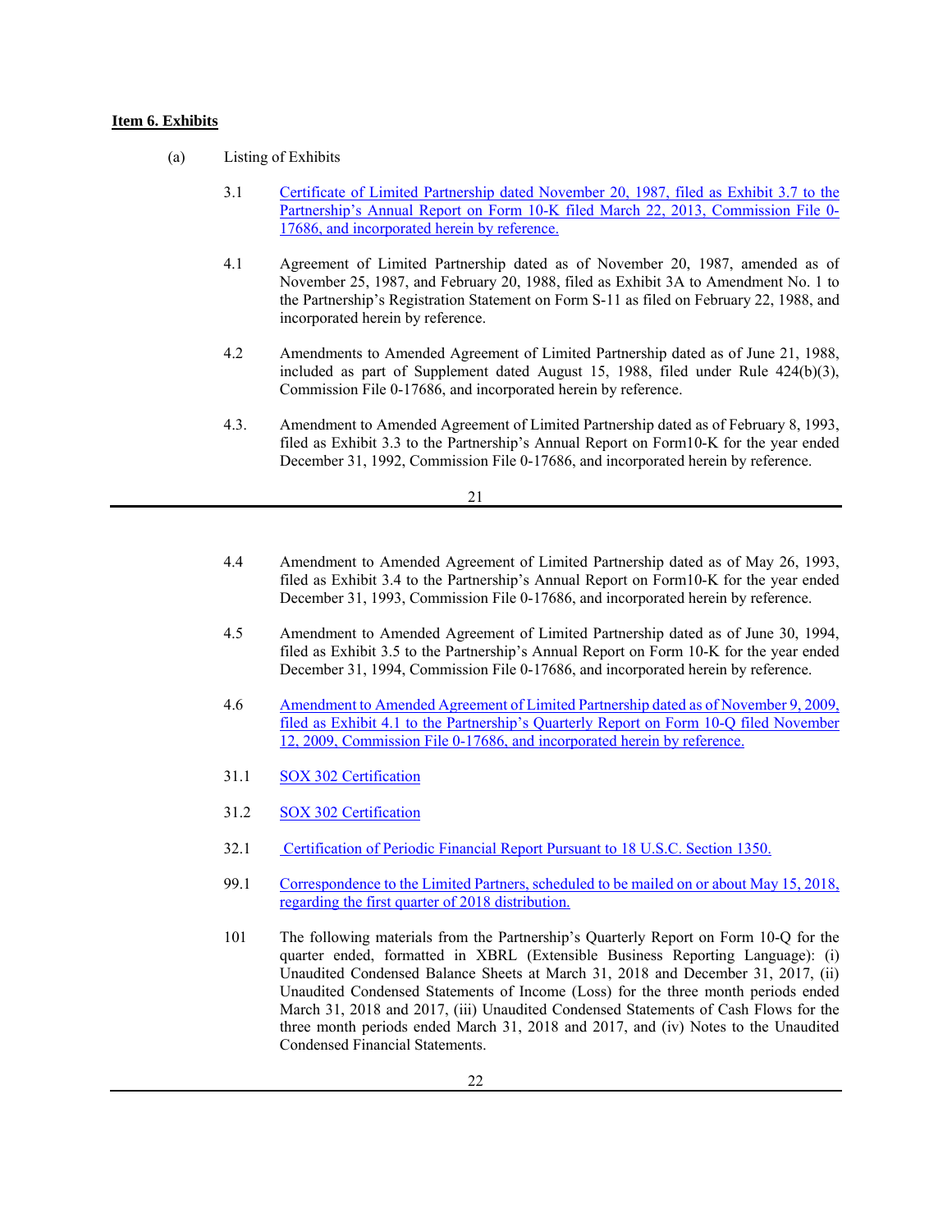**Item 6. Exhibits**

(a) Listing of Exhibits

3.1 Certificate of Limited Partnership dated November 20, 1987, filed as Exhibit 3.7 to the Partnership's Annual Report on Form 10-K filed March 22, 2013, Commission File 0-17686, and incorporated herein by reference.

4.1 Agreement of Limited Partnership dated as of November 20, 1987, amended as of November 25, 1987, and February 20, 1988, filed as Exhibit 3A to Amendment No. 1 to the Partnership's Registration Statement on Form S-11 as filed on February 22, 1988, and incorporated herein by reference.

4.2 Amendments to Amended Agreement of Limited Partnership dated as of June 21, 1988, included as part of Supplement dated August 15, 1988, filed under Rule 424(b)(3), Commission File 0-17686, and incorporated herein by reference.

4.3. Amendment to Amended Agreement of Limited Partnership dated as of February 8, 1993, filed as Exhibit 3.3 to the Partnership's Annual Report on Form10-K for the year ended December 31, 1992, Commission File 0-17686, and incorporated herein by reference.

4.4 Amendment to Amended Agreement of Limited Partnership dated as of May 26, 1993, filed as Exhibit 3.4 to the Partnership's Annual Report on Form10-K for the year ended December 31, 1993, Commission File 0-17686, and incorporated herein by reference.

4.5 Amendment to Amended Agreement of Limited Partnership dated as of June 30, 1994, filed as Exhibit 3.5 to the Partnership's Annual Report on Form 10-K for the year ended December 31, 1994, Commission File 0-17686, and incorporated herein by reference.

4.6 Amendment to Amended Agreement of Limited Partnership dated as of November 9, 2009, filed as Exhibit 4.1 to the Partnership's Quarterly Report on Form 10-Q filed November 12, 2009, Commission File 0-17686, and incorporated herein by reference.

31.1 SOX 302 Certification

31.2 SOX 302 Certification

32.1 Certification of Periodic Financial Report Pursuant to 18 U.S.C. Section 1350.

99.1 Correspondence to the Limited Partners, scheduled to be mailed on or about May 15, 2018, regarding the first quarter of 2018 distribution.

101 The following materials from the Partnership's Quarterly Report on Form 10-Q for the quarter ended, formatted in XBRL (Extensible Business Reporting Language): (i) Unaudited Condensed Balance Sheets at March 31, 2018 and December 31, 2017, (ii) Unaudited Condensed Statements of Income (Loss) for the three month periods ended March 31, 2018 and 2017, (iii) Unaudited Condensed Statements of Cash Flows for the three month periods ended March 31, 2018 and 2017, and (iv) Notes to the Unaudited Condensed Financial Statements.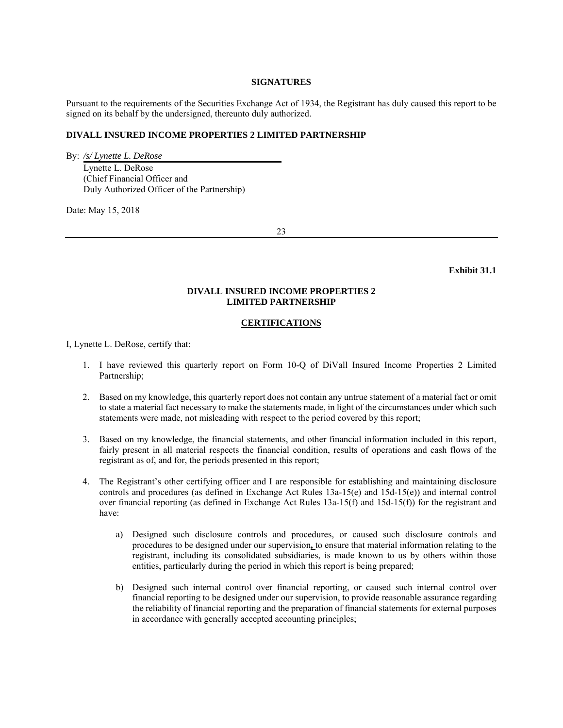**SIGNATURES**

Pursuant to the requirements of the Securities Exchange Act of 1934, the Registrant has duly caused this report to be signed on its behalf by the undersigned, thereunto duly authorized.

**DIVALL INSURED INCOME PROPERTIES 2 LIMITED PARTNERSHIP**

By: */s/ Lynette L. DeRose*
Lynette L. DeRose
(Chief Financial Officer and
Duly Authorized Officer of the Partnership)

Date: May 15, 2018

**Exhibit 31.1**

**DIVALL INSURED INCOME PROPERTIES 2
LIMITED PARTNERSHIP**

**CERTIFICATIONS**

I, Lynette L. DeRose, certify that:

1. I have reviewed this quarterly report on Form 10-Q of DiVall Insured Income Properties 2 Limited Partnership;

2. Based on my knowledge, this quarterly report does not contain any untrue statement of a material fact or omit to state a material fact necessary to make the statements made, in light of the circumstances under which such statements were made, not misleading with respect to the period covered by this report;

3. Based on my knowledge, the financial statements, and other financial information included in this report, fairly present in all material respects the financial condition, results of operations and cash flows of the registrant as of, and for, the periods presented in this report;

4. The Registrant's other certifying officer and I are responsible for establishing and maintaining disclosure controls and procedures (as defined in Exchange Act Rules 13a-15(e) and 15d-15(e)) and internal control over financial reporting (as defined in Exchange Act Rules 13a-15(f) and 15d-15(f)) for the registrant and have:

    a) Designed such disclosure controls and procedures, or caused such disclosure controls and procedures to be designed under our supervision, to ensure that material information relating to the registrant, including its consolidated subsidiaries, is made known to us by others within those entities, particularly during the period in which this report is being prepared;

    b) Designed such internal control over financial reporting, or caused such internal control over financial reporting to be designed under our supervision, to provide reasonable assurance regarding the reliability of financial reporting and the preparation of financial statements for external purposes in accordance with generally accepted accounting principles;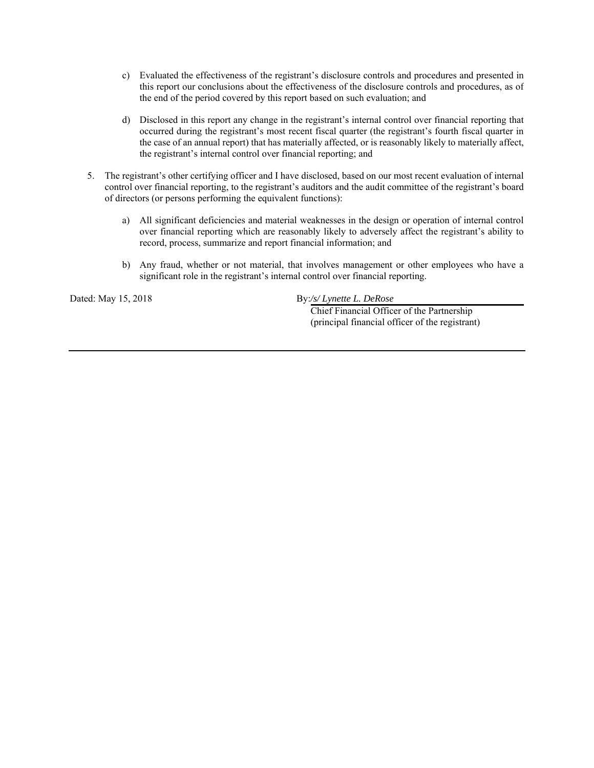c) Evaluated the effectiveness of the registrant's disclosure controls and procedures and presented in this report our conclusions about the effectiveness of the disclosure controls and procedures, as of the end of the period covered by this report based on such evaluation; and

d) Disclosed in this report any change in the registrant's internal control over financial reporting that occurred during the registrant's most recent fiscal quarter (the registrant's fourth fiscal quarter in the case of an annual report) that has materially affected, or is reasonably likely to materially affect, the registrant's internal control over financial reporting; and

5. The registrant's other certifying officer and I have disclosed, based on our most recent evaluation of internal control over financial reporting, to the registrant's auditors and the audit committee of the registrant's board of directors (or persons performing the equivalent functions):

   a) All significant deficiencies and material weaknesses in the design or operation of internal control over financial reporting which are reasonably likely to adversely affect the registrant's ability to record, process, summarize and report financial information; and

   b) Any fraud, whether or not material, that involves management or other employees who have a significant role in the registrant's internal control over financial reporting.

Dated: May 15, 2018

By: */s/ Lynette L. DeRose*
Chief Financial Officer of the Partnership
(principal financial officer of the registrant)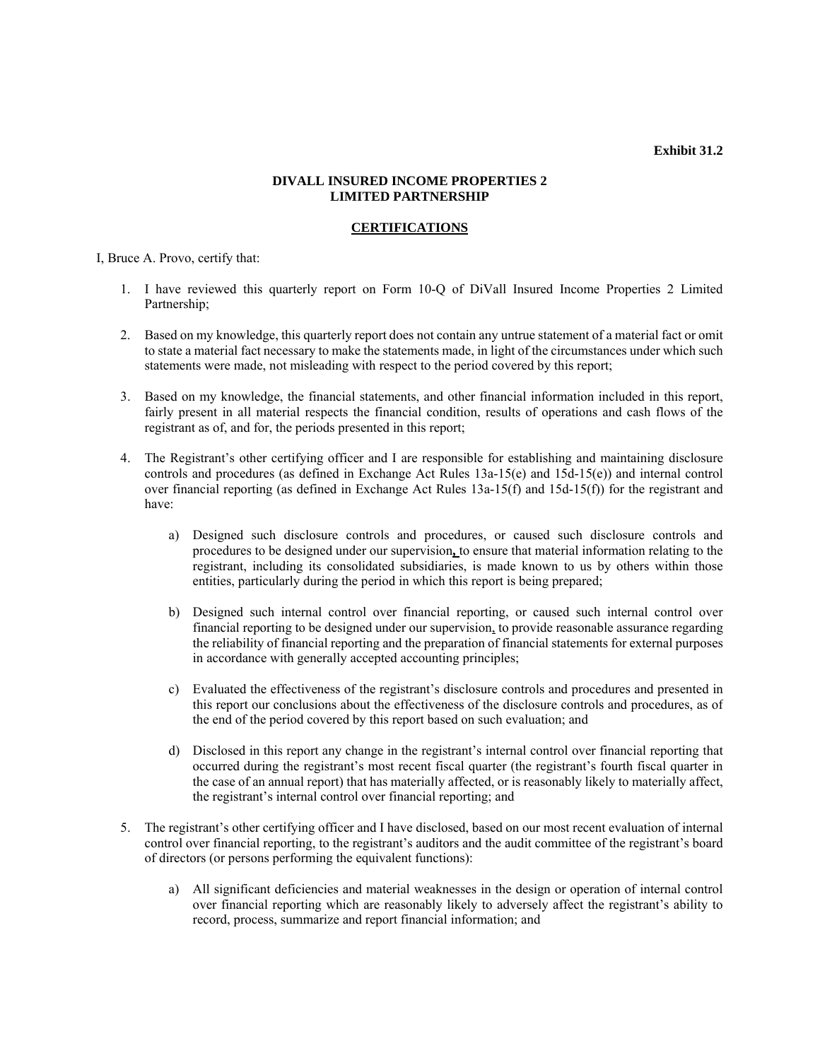**Exhibit 31.2**

**DIVALL INSURED INCOME PROPERTIES 2 LIMITED PARTNERSHIP**

**CERTIFICATIONS**

I, Bruce A. Provo, certify that:

1. I have reviewed this quarterly report on Form 10-Q of DiVall Insured Income Properties 2 Limited Partnership;

2. Based on my knowledge, this quarterly report does not contain any untrue statement of a material fact or omit to state a material fact necessary to make the statements made, in light of the circumstances under which such statements were made, not misleading with respect to the period covered by this report;

3. Based on my knowledge, the financial statements, and other financial information included in this report, fairly present in all material respects the financial condition, results of operations and cash flows of the registrant as of, and for, the periods presented in this report;

4. The Registrant's other certifying officer and I are responsible for establishing and maintaining disclosure controls and procedures (as defined in Exchange Act Rules 13a-15(e) and 15d-15(e)) and internal control over financial reporting (as defined in Exchange Act Rules 13a-15(f) and 15d-15(f)) for the registrant and have:

   a) Designed such disclosure controls and procedures, or caused such disclosure controls and procedures to be designed under our supervision, to ensure that material information relating to the registrant, including its consolidated subsidiaries, is made known to us by others within those entities, particularly during the period in which this report is being prepared;

   b) Designed such internal control over financial reporting, or caused such internal control over financial reporting to be designed under our supervision, to provide reasonable assurance regarding the reliability of financial reporting and the preparation of financial statements for external purposes in accordance with generally accepted accounting principles;

   c) Evaluated the effectiveness of the registrant's disclosure controls and procedures and presented in this report our conclusions about the effectiveness of the disclosure controls and procedures, as of the end of the period covered by this report based on such evaluation; and

   d) Disclosed in this report any change in the registrant's internal control over financial reporting that occurred during the registrant's most recent fiscal quarter (the registrant's fourth fiscal quarter in the case of an annual report) that has materially affected, or is reasonably likely to materially affect, the registrant's internal control over financial reporting; and

5. The registrant's other certifying officer and I have disclosed, based on our most recent evaluation of internal control over financial reporting, to the registrant's auditors and the audit committee of the registrant's board of directors (or persons performing the equivalent functions):

   a) All significant deficiencies and material weaknesses in the design or operation of internal control over financial reporting which are reasonably likely to adversely affect the registrant's ability to record, process, summarize and report financial information; and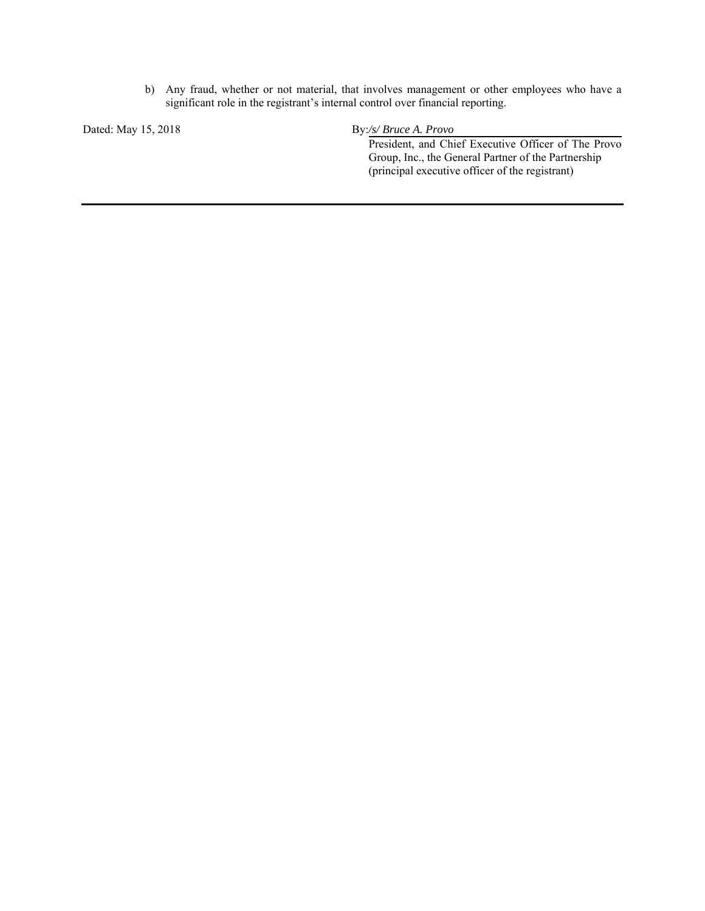b) Any fraud, whether or not material, that involves management or other employees who have a significant role in the registrant's internal control over financial reporting.

Dated: May 15, 2018

By: */s/ Bruce A. Provo*

President, and Chief Executive Officer of The Provo Group, Inc., the General Partner of the Partnership (principal executive officer of the registrant)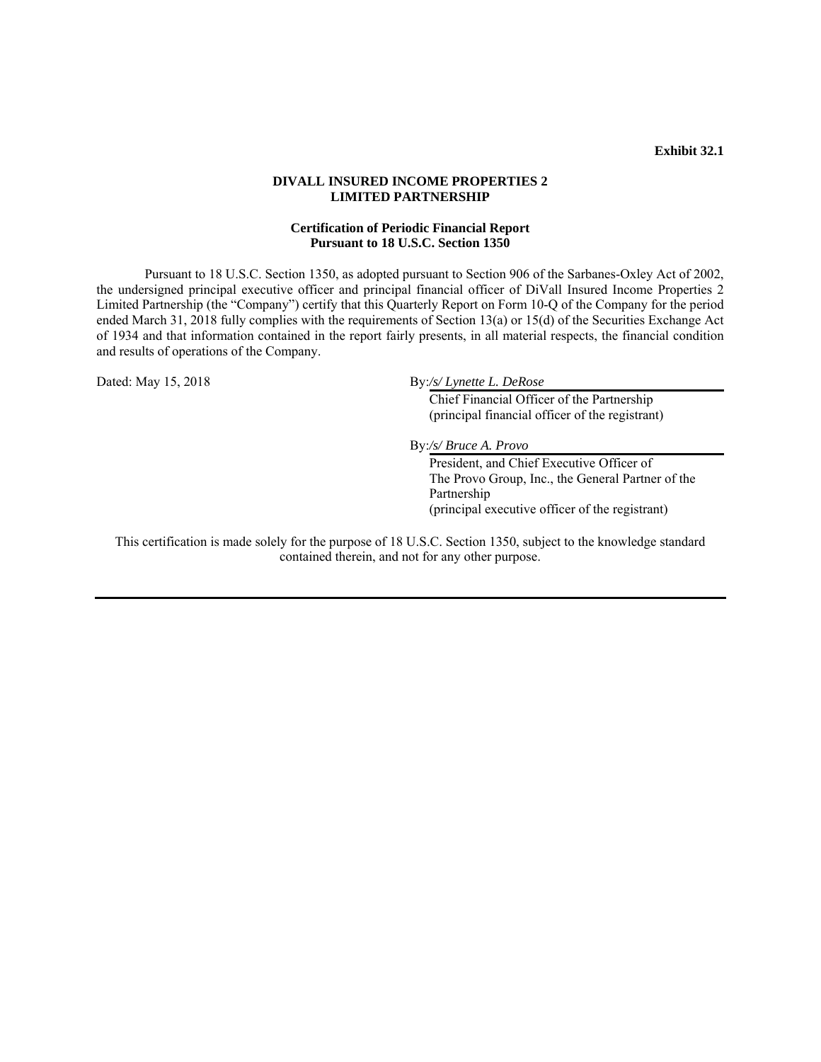**Exhibit 32.1**

**DIVALL INSURED INCOME PROPERTIES 2 LIMITED PARTNERSHIP**

**Certification of Periodic Financial Report Pursuant to 18 U.S.C. Section 1350**

Pursuant to 18 U.S.C. Section 1350, as adopted pursuant to Section 906 of the Sarbanes-Oxley Act of 2002, the undersigned principal executive officer and principal financial officer of DiVall Insured Income Properties 2 Limited Partnership (the "Company") certify that this Quarterly Report on Form 10-Q of the Company for the period ended March 31, 2018 fully complies with the requirements of Section 13(a) or 15(d) of the Securities Exchange Act of 1934 and that information contained in the report fairly presents, in all material respects, the financial condition and results of operations of the Company.

Dated: May 15, 2018

By: */s/ Lynette L. DeRose*
Chief Financial Officer of the Partnership
(principal financial officer of the registrant)

By: */s/ Bruce A. Provo*
President, and Chief Executive Officer of
The Provo Group, Inc., the General Partner of the Partnership
(principal executive officer of the registrant)

This certification is made solely for the purpose of 18 U.S.C. Section 1350, subject to the knowledge standard contained therein, and not for any other purpose.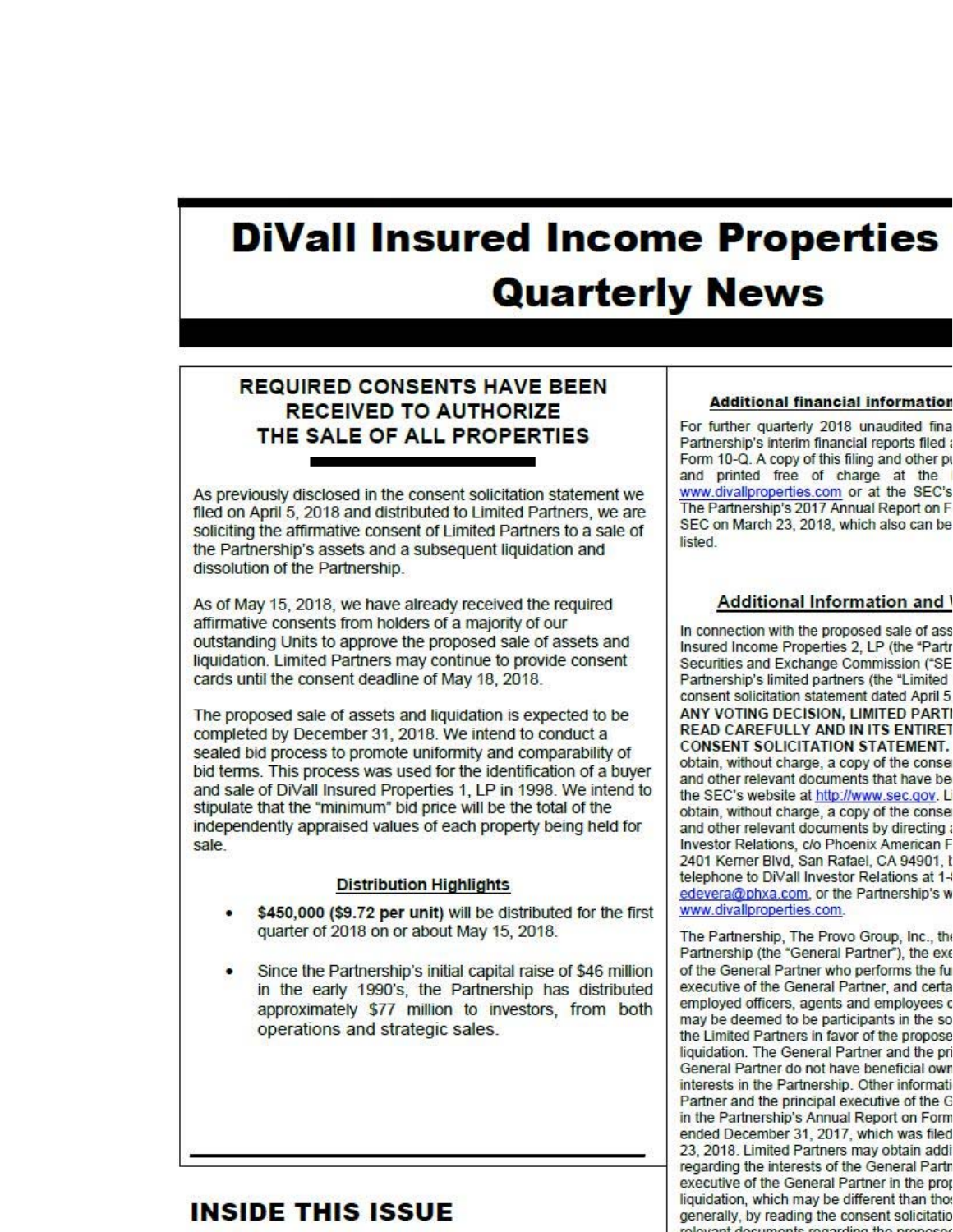# DiVall Insured Income Properties

## Quarterly News

### REQUIRED CONSENTS HAVE BEEN RECEIVED TO AUTHORIZE THE SALE OF ALL PROPERTIES

As previously disclosed in the consent solicitation statement we filed on April 5, 2018 and distributed to Limited Partners, we are soliciting the affirmative consent of Limited Partners to a sale of the Partnership's assets and a subsequent liquidation and dissolution of the Partnership.

As of May 15, 2018, we have already received the required affirmative consents from holders of a majority of our outstanding Units to approve the proposed sale of assets and liquidation. Limited Partners may continue to provide consent cards until the consent deadline of May 18, 2018.

The proposed sale of assets and liquidation is expected to be completed by December 31, 2018. We intend to conduct a sealed bid process to promote uniformity and comparability of bid terms. This process was used for the identification of a buyer and sale of DiVall Insured Properties 1, LP in 1998. We intend to stipulate that the "minimum" bid price will be the total of the independently appraised values of each property being held for sale.

#### Distribution Highlights

- **$450,000 ($9.72 per unit)** will be distributed for the first quarter of 2018 on or about May 15, 2018.
- Since the Partnership's initial capital raise of $46 million in the early 1990's, the Partnership has distributed approximately $77 million to investors, from both operations and strategic sales.

## INSIDE THIS ISSUE

#### Additional financial information

For further quarterly 2018 unaudited fina Partnership's interim financial reports filed a Form 10-Q. A copy of this filing and other pu and printed free of charge at the www.divallproperties.com or at the SEC's The Partnership's 2017 Annual Report on F SEC on March 23, 2018, which also can be listed.

#### Additional Information and V

In connection with the proposed sale of ass Insured Income Properties 2, LP (the "Partn Securities and Exchange Commission ("SE Partnership's limited partners (the "Limited consent solicitation statement dated April 5 **ANY VOTING DECISION, LIMITED PARTI READ CAREFULLY AND IN ITS ENTIRET CONSENT SOLICITATION STATEMENT.** obtain, without charge, a copy of the conse and other relevant documents that have be the SEC's website at http://www.sec.gov. Li obtain, without charge, a copy of the conse and other relevant documents by directing a Investor Relations, c/o Phoenix American F 2401 Kerner Blvd, San Rafael, CA 94901, b telephone to DiVall Investor Relations at 1- edevera@phxa.com, or the Partnership's w www.divallproperties.com.

The Partnership, The Provo Group, Inc., the Partnership (the "General Partner"), the exe of the General Partner who performs the fu executive of the General Partner, and certa employed officers, agents and employees o may be deemed to be participants in the so the Limited Partners in favor of the propose liquidation. The General Partner and the pri General Partner do not have beneficial own interests in the Partnership. Other informati Partner and the principal executive of the G in the Partnership's Annual Report on Form ended December 31, 2017, which was filed 23, 2018. Limited Partners may obtain addi regarding the interests of the General Partn executive of the General Partner in the prop liquidation, which may be different than thos generally, by reading the consent solicitatio relevant documents regarding the proposed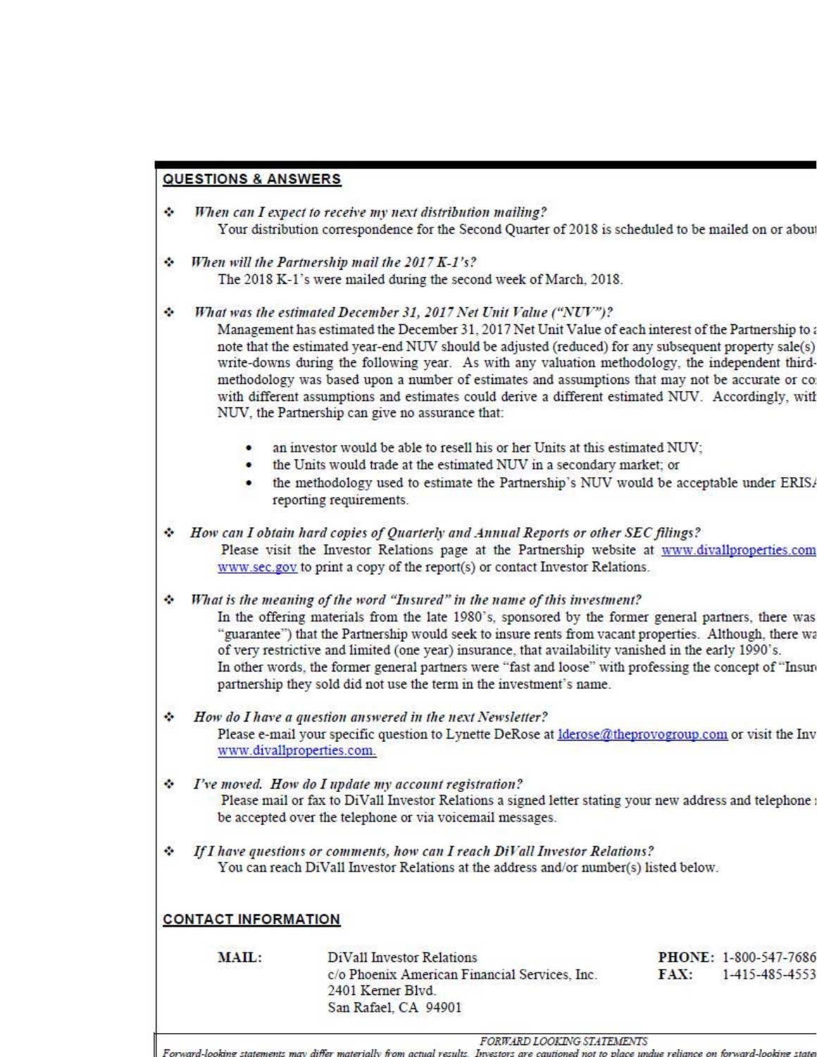## QUESTIONS & ANSWERS

- ***When can I expect to receive my next distribution mailing?***
  Your distribution correspondence for the Second Quarter of 2018 is scheduled to be mailed on or about

- ***When will the Partnership mail the 2017 K-1's?***
  The 2018 K-1's were mailed during the second week of March, 2018.

- ***What was the estimated December 31, 2017 Net Unit Value ("NUV")?***
  Management has estimated the December 31, 2017 Net Unit Value of each interest of the Partnership to a note that the estimated year-end NUV should be adjusted (reduced) for any subsequent property sale(s) write-downs during the following year. As with any valuation methodology, the independent third-methodology was based upon a number of estimates and assumptions that may not be accurate or co with different assumptions and estimates could derive a different estimated NUV. Accordingly, with NUV, the Partnership can give no assurance that:

  - an investor would be able to resell his or her Units at this estimated NUV;
  - the Units would trade at the estimated NUV in a secondary market; or
  - the methodology used to estimate the Partnership's NUV would be acceptable under ERIS reporting requirements.

- ***How can I obtain hard copies of Quarterly and Annual Reports or other SEC filings?***
  Please visit the Investor Relations page at the Partnership website at www.divallproperties.com www.sec.gov to print a copy of the report(s) or contact Investor Relations.

- ***What is the meaning of the word "Insured" in the name of this investment?***
  In the offering materials from the late 1980's, sponsored by the former general partners, there was "guarantee") that the Partnership would seek to insure rents from vacant properties. Although, there wa of very restrictive and limited (one year) insurance, that availability vanished in the early 1990's.
  In other words, the former general partners were "fast and loose" with professing the concept of "Insur partnership they sold did not use the term in the investment's name.

- ***How do I have a question answered in the next Newsletter?***
  Please e-mail your specific question to Lynette DeRose at lderose@theprovogroup.com or visit the Inv www.divallproperties.com.

- ***I've moved. How do I update my account registration?***
  Please mail or fax to DiVall Investor Relations a signed letter stating your new address and telephone be accepted over the telephone or via voicemail messages.

- ***If I have questions or comments, how can I reach DiVall Investor Relations?***
  You can reach DiVall Investor Relations at the address and/or number(s) listed below.

## CONTACT INFORMATION

**MAIL:**
DiVall Investor Relations
c/o Phoenix American Financial Services, Inc.
2401 Kerner Blvd.
San Rafael, CA 94901

**PHONE:** 1-800-547-7686
**FAX:** 1-415-485-4553

*FORWARD LOOKING STATEMENTS*
*Forward-looking statements may differ materially from actual results. Investors are cautioned not to place undue reliance on forward-looking state*